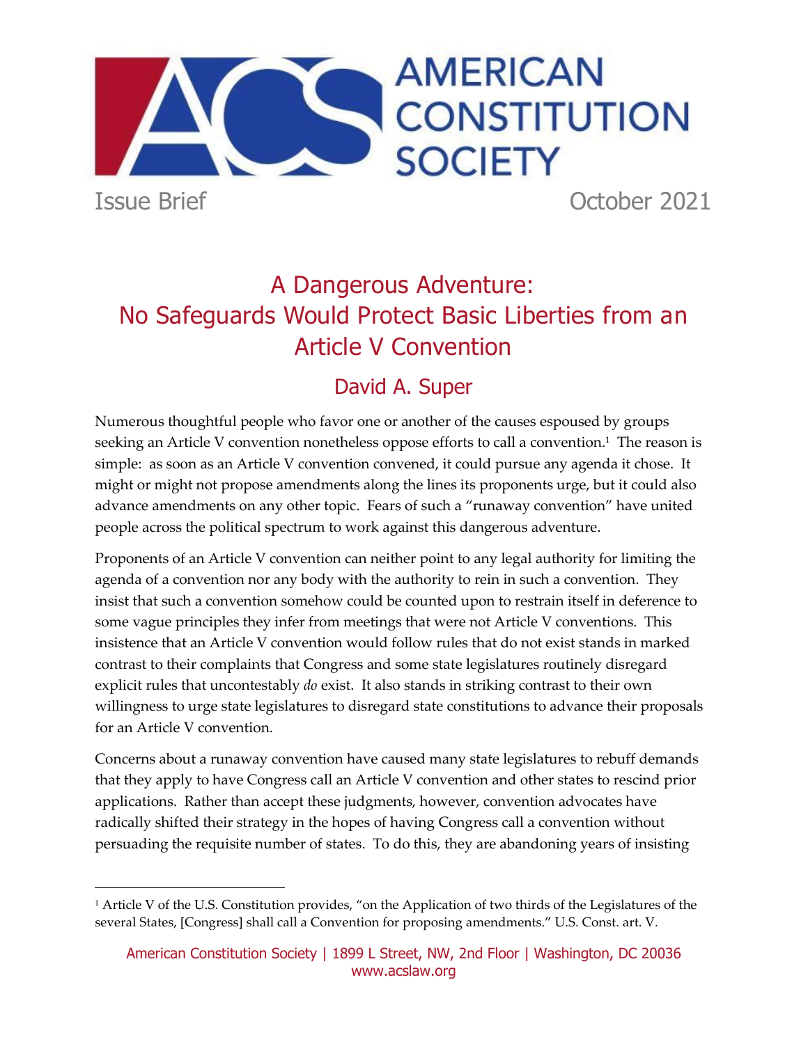AMERICAN CONSTITUTION SOCIETY

Issue Brief October 2021

# A Dangerous Adventure: No Safeguards Would Protect Basic Liberties from an Article V Convention

## David A. Super

Numerous thoughtful people who favor one or another of the causes espoused by groups seeking an Article V convention nonetheless oppose efforts to call a convention.[1] The reason is simple: as soon as an Article V convention convened, it could pursue any agenda it chose. It might or might not propose amendments along the lines its proponents urge, but it could also advance amendments on any other topic. Fears of such a "runaway convention" have united people across the political spectrum to work against this dangerous adventure.

Proponents of an Article V convention can neither point to any legal authority for limiting the agenda of a convention nor any body with the authority to rein in such a convention. They insist that such a convention somehow could be counted upon to restrain itself in deference to some vague principles they infer from meetings that were not Article V conventions. This insistence that an Article V convention would follow rules that do not exist stands in marked contrast to their complaints that Congress and some state legislatures routinely disregard explicit rules that uncontestably *do* exist. It also stands in striking contrast to their own willingness to urge state legislatures to disregard state constitutions to advance their proposals for an Article V convention.

Concerns about a runaway convention have caused many state legislatures to rebuff demands that they apply to have Congress call an Article V convention and other states to rescind prior applications. Rather than accept these judgments, however, convention advocates have radically shifted their strategy in the hopes of having Congress call a convention without persuading the requisite number of states. To do this, they are abandoning years of insisting

[1] Article V of the U.S. Constitution provides, "on the Application of two thirds of the Legislatures of the several States, [Congress] shall call a Convention for proposing amendments." U.S. Const. art. V.

American Constitution Society | 1899 L Street, NW, 2nd Floor | Washington, DC 20036
www.acslaw.org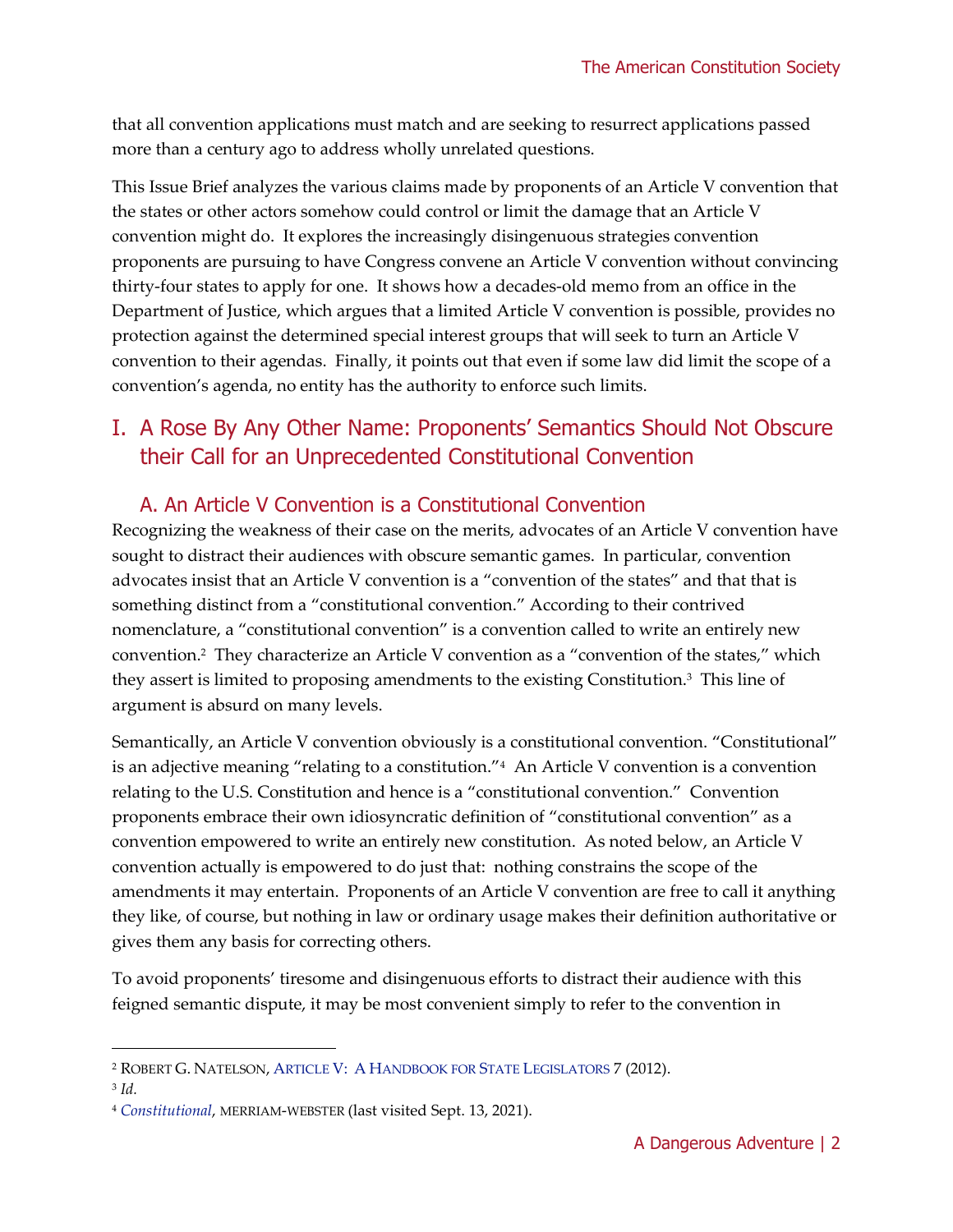that all convention applications must match and are seeking to resurrect applications passed more than a century ago to address wholly unrelated questions.

This Issue Brief analyzes the various claims made by proponents of an Article V convention that the states or other actors somehow could control or limit the damage that an Article V convention might do. It explores the increasingly disingenuous strategies convention proponents are pursuing to have Congress convene an Article V convention without convincing thirty-four states to apply for one. It shows how a decades-old memo from an office in the Department of Justice, which argues that a limited Article V convention is possible, provides no protection against the determined special interest groups that will seek to turn an Article V convention to their agendas. Finally, it points out that even if some law did limit the scope of a convention's agenda, no entity has the authority to enforce such limits.

## I. A Rose By Any Other Name: Proponents' Semantics Should Not Obscure their Call for an Unprecedented Constitutional Convention

### A. An Article V Convention is a Constitutional Convention

Recognizing the weakness of their case on the merits, advocates of an Article V convention have sought to distract their audiences with obscure semantic games. In particular, convention advocates insist that an Article V convention is a "convention of the states" and that that is something distinct from a "constitutional convention." According to their contrived nomenclature, a "constitutional convention" is a convention called to write an entirely new convention.[2] They characterize an Article V convention as a "convention of the states," which they assert is limited to proposing amendments to the existing Constitution.[3] This line of argument is absurd on many levels.

Semantically, an Article V convention obviously is a constitutional convention. "Constitutional" is an adjective meaning "relating to a constitution."[4] An Article V convention is a convention relating to the U.S. Constitution and hence is a "constitutional convention." Convention proponents embrace their own idiosyncratic definition of "constitutional convention" as a convention empowered to write an entirely new constitution. As noted below, an Article V convention actually is empowered to do just that: nothing constrains the scope of the amendments it may entertain. Proponents of an Article V convention are free to call it anything they like, of course, but nothing in law or ordinary usage makes their definition authoritative or gives them any basis for correcting others.

To avoid proponents' tiresome and disingenuous efforts to distract their audience with this feigned semantic dispute, it may be most convenient simply to refer to the convention in

---

[2] ROBERT G. NATELSON, ARTICLE V: A HANDBOOK FOR STATE LEGISLATORS 7 (2012).

[3] *Id.*

[4] *Constitutional*, MERRIAM-WEBSTER (last visited Sept. 13, 2021).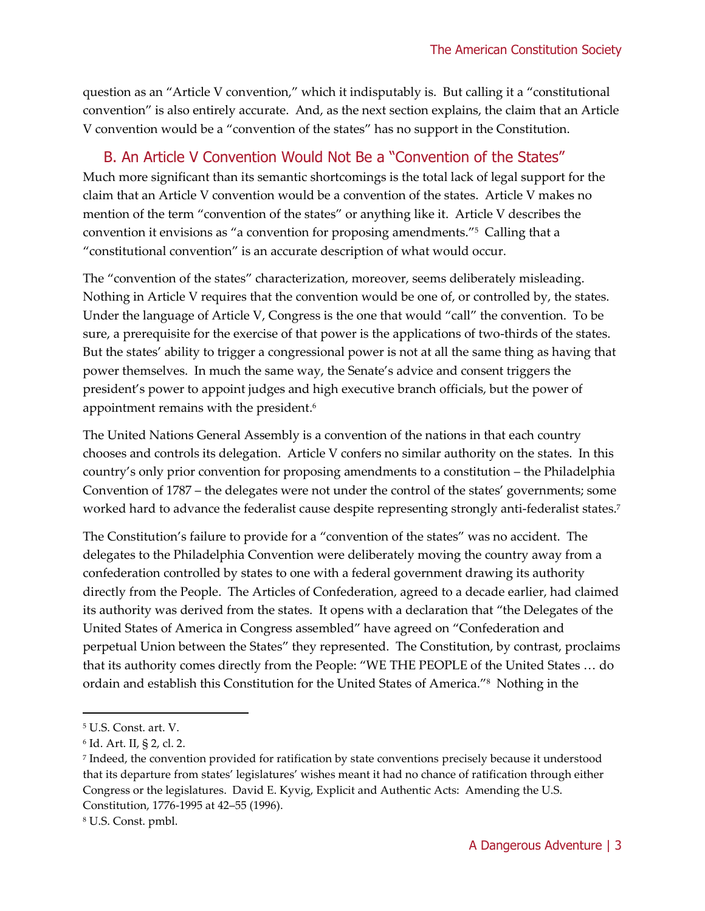question as an "Article V convention," which it indisputably is. But calling it a "constitutional convention" is also entirely accurate. And, as the next section explains, the claim that an Article V convention would be a "convention of the states" has no support in the Constitution.

## B. An Article V Convention Would Not Be a "Convention of the States"

Much more significant than its semantic shortcomings is the total lack of legal support for the claim that an Article V convention would be a convention of the states. Article V makes no mention of the term "convention of the states" or anything like it. Article V describes the convention it envisions as "a convention for proposing amendments."[5] Calling that a "constitutional convention" is an accurate description of what would occur.

The "convention of the states" characterization, moreover, seems deliberately misleading. Nothing in Article V requires that the convention would be one of, or controlled by, the states. Under the language of Article V, Congress is the one that would "call" the convention. To be sure, a prerequisite for the exercise of that power is the applications of two-thirds of the states. But the states' ability to trigger a congressional power is not at all the same thing as having that power themselves. In much the same way, the Senate's advice and consent triggers the president's power to appoint judges and high executive branch officials, but the power of appointment remains with the president.[6]

The United Nations General Assembly is a convention of the nations in that each country chooses and controls its delegation. Article V confers no similar authority on the states. In this country's only prior convention for proposing amendments to a constitution – the Philadelphia Convention of 1787 – the delegates were not under the control of the states' governments; some worked hard to advance the federalist cause despite representing strongly anti-federalist states.[7]

The Constitution's failure to provide for a "convention of the states" was no accident. The delegates to the Philadelphia Convention were deliberately moving the country away from a confederation controlled by states to one with a federal government drawing its authority directly from the People. The Articles of Confederation, agreed to a decade earlier, had claimed its authority was derived from the states. It opens with a declaration that "the Delegates of the United States of America in Congress assembled" have agreed on "Confederation and perpetual Union between the States" they represented. The Constitution, by contrast, proclaims that its authority comes directly from the People: "WE THE PEOPLE of the United States … do ordain and establish this Constitution for the United States of America."[8] Nothing in the

---

[5] U.S. Const. art. V.

[6] Id. Art. II, § 2, cl. 2.

[7] Indeed, the convention provided for ratification by state conventions precisely because it understood that its departure from states' legislatures' wishes meant it had no chance of ratification through either Congress or the legislatures. David E. Kyvig, Explicit and Authentic Acts: Amending the U.S. Constitution, 1776-1995 at 42–55 (1996).

[8] U.S. Const. pmbl.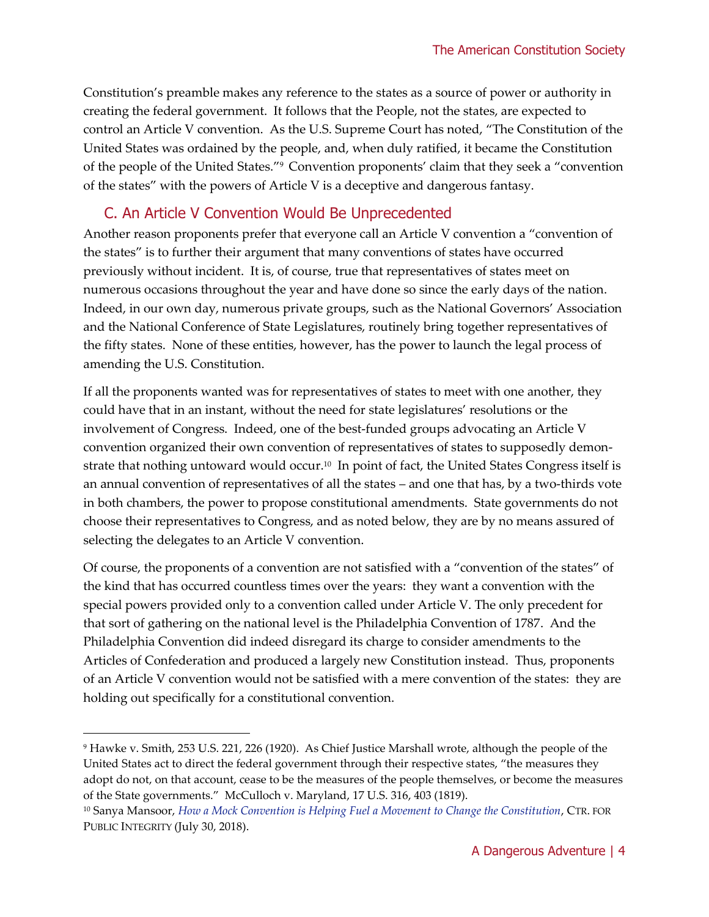Constitution's preamble makes any reference to the states as a source of power or authority in creating the federal government. It follows that the People, not the states, are expected to control an Article V convention. As the U.S. Supreme Court has noted, "The Constitution of the United States was ordained by the people, and, when duly ratified, it became the Constitution of the people of the United States."[9] Convention proponents' claim that they seek a "convention of the states" with the powers of Article V is a deceptive and dangerous fantasy.

## C. An Article V Convention Would Be Unprecedented

Another reason proponents prefer that everyone call an Article V convention a "convention of the states" is to further their argument that many conventions of states have occurred previously without incident. It is, of course, true that representatives of states meet on numerous occasions throughout the year and have done so since the early days of the nation. Indeed, in our own day, numerous private groups, such as the National Governors' Association and the National Conference of State Legislatures, routinely bring together representatives of the fifty states. None of these entities, however, has the power to launch the legal process of amending the U.S. Constitution.

If all the proponents wanted was for representatives of states to meet with one another, they could have that in an instant, without the need for state legislatures' resolutions or the involvement of Congress. Indeed, one of the best-funded groups advocating an Article V convention organized their own convention of representatives of states to supposedly demonstrate that nothing untoward would occur.[10] In point of fact, the United States Congress itself is an annual convention of representatives of all the states – and one that has, by a two-thirds vote in both chambers, the power to propose constitutional amendments. State governments do not choose their representatives to Congress, and as noted below, they are by no means assured of selecting the delegates to an Article V convention.

Of course, the proponents of a convention are not satisfied with a "convention of the states" of the kind that has occurred countless times over the years: they want a convention with the special powers provided only to a convention called under Article V. The only precedent for that sort of gathering on the national level is the Philadelphia Convention of 1787. And the Philadelphia Convention did indeed disregard its charge to consider amendments to the Articles of Confederation and produced a largely new Constitution instead. Thus, proponents of an Article V convention would not be satisfied with a mere convention of the states: they are holding out specifically for a constitutional convention.

---

[9] Hawke v. Smith, 253 U.S. 221, 226 (1920). As Chief Justice Marshall wrote, although the people of the United States act to direct the federal government through their respective states, "the measures they adopt do not, on that account, cease to be the measures of the people themselves, or become the measures of the State governments." McCulloch v. Maryland, 17 U.S. 316, 403 (1819).

[10] Sanya Mansoor, *How a Mock Convention is Helping Fuel a Movement to Change the Constitution*, CTR. FOR PUBLIC INTEGRITY (July 30, 2018).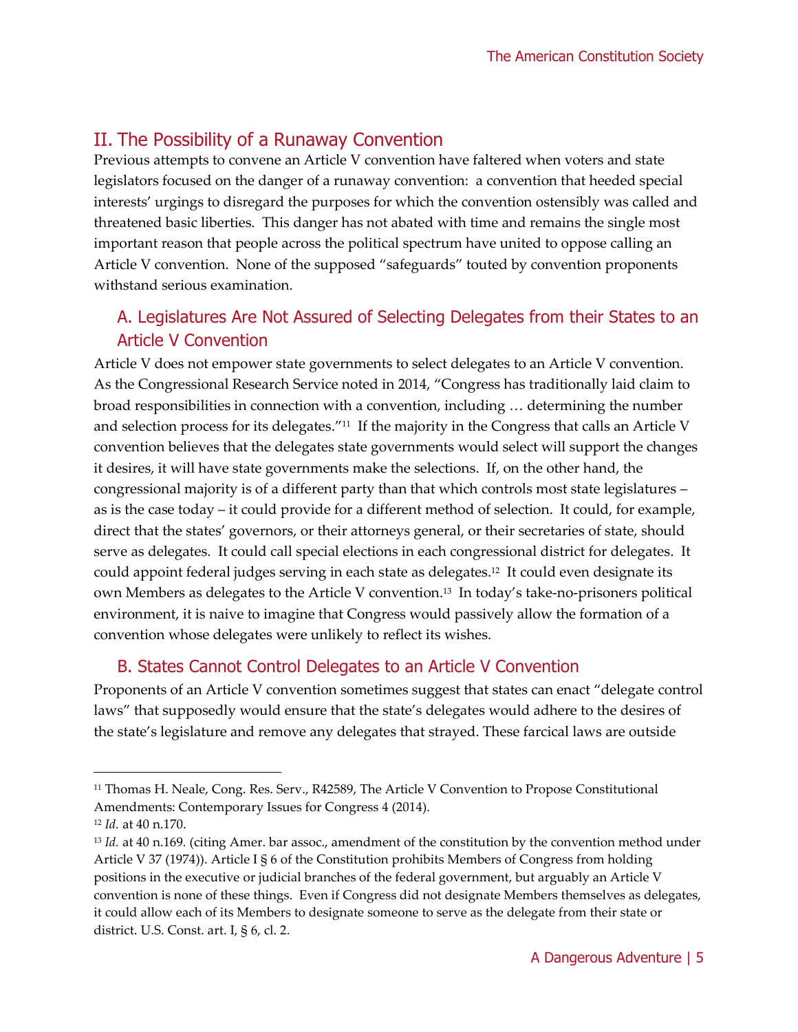## II. The Possibility of a Runaway Convention

Previous attempts to convene an Article V convention have faltered when voters and state legislators focused on the danger of a runaway convention: a convention that heeded special interests' urgings to disregard the purposes for which the convention ostensibly was called and threatened basic liberties. This danger has not abated with time and remains the single most important reason that people across the political spectrum have united to oppose calling an Article V convention. None of the supposed "safeguards" touted by convention proponents withstand serious examination.

### A. Legislatures Are Not Assured of Selecting Delegates from their States to an Article V Convention

Article V does not empower state governments to select delegates to an Article V convention. As the Congressional Research Service noted in 2014, "Congress has traditionally laid claim to broad responsibilities in connection with a convention, including … determining the number and selection process for its delegates."[11] If the majority in the Congress that calls an Article V convention believes that the delegates state governments would select will support the changes it desires, it will have state governments make the selections. If, on the other hand, the congressional majority is of a different party than that which controls most state legislatures – as is the case today – it could provide for a different method of selection. It could, for example, direct that the states' governors, or their attorneys general, or their secretaries of state, should serve as delegates. It could call special elections in each congressional district for delegates. It could appoint federal judges serving in each state as delegates.[12] It could even designate its own Members as delegates to the Article V convention.[13] In today's take-no-prisoners political environment, it is naive to imagine that Congress would passively allow the formation of a convention whose delegates were unlikely to reflect its wishes.

### B. States Cannot Control Delegates to an Article V Convention

Proponents of an Article V convention sometimes suggest that states can enact "delegate control laws" that supposedly would ensure that the state's delegates would adhere to the desires of the state's legislature and remove any delegates that strayed. These farcical laws are outside

---

[11] Thomas H. Neale, Cong. Res. Serv., R42589, The Article V Convention to Propose Constitutional Amendments: Contemporary Issues for Congress 4 (2014).

[12] *Id.* at 40 n.170.

[13] *Id.* at 40 n.169. (citing Amer. bar assoc., amendment of the constitution by the convention method under Article V 37 (1974)). Article I § 6 of the Constitution prohibits Members of Congress from holding positions in the executive or judicial branches of the federal government, but arguably an Article V convention is none of these things. Even if Congress did not designate Members themselves as delegates, it could allow each of its Members to designate someone to serve as the delegate from their state or district. U.S. Const. art. I, § 6, cl. 2.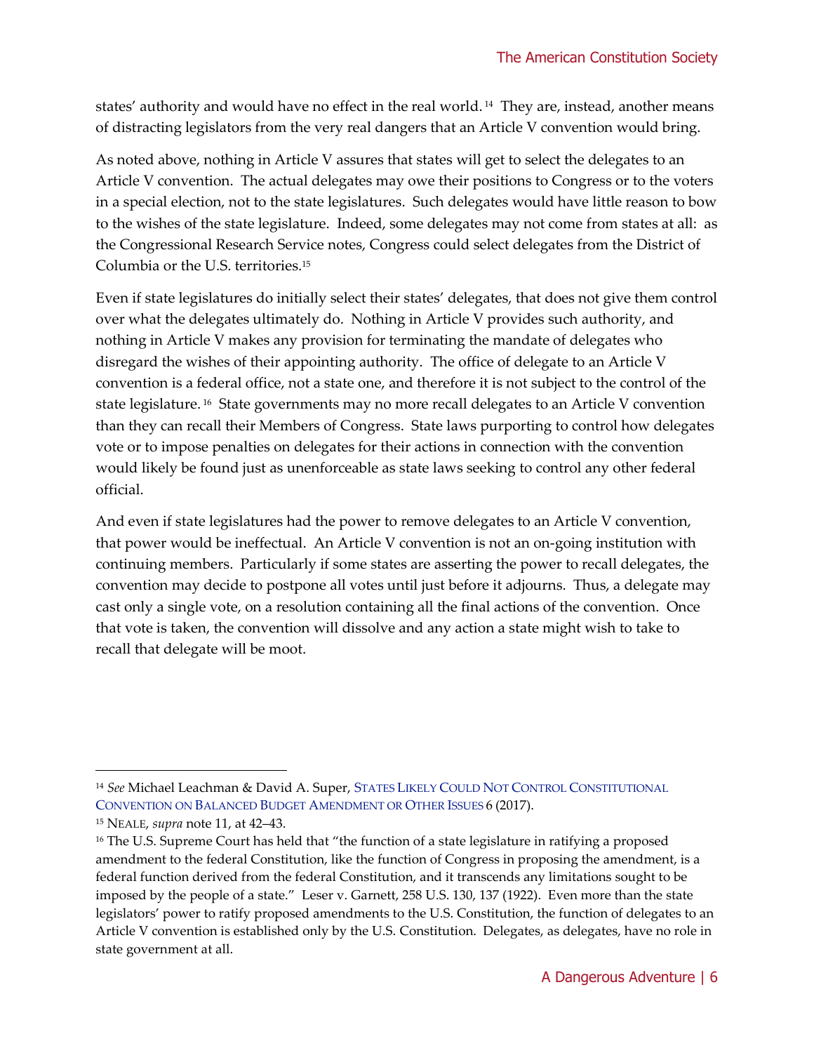states' authority and would have no effect in the real world.[14] They are, instead, another means of distracting legislators from the very real dangers that an Article V convention would bring.

As noted above, nothing in Article V assures that states will get to select the delegates to an Article V convention. The actual delegates may owe their positions to Congress or to the voters in a special election, not to the state legislatures. Such delegates would have little reason to bow to the wishes of the state legislature. Indeed, some delegates may not come from states at all: as the Congressional Research Service notes, Congress could select delegates from the District of Columbia or the U.S. territories.[15]

Even if state legislatures do initially select their states' delegates, that does not give them control over what the delegates ultimately do. Nothing in Article V provides such authority, and nothing in Article V makes any provision for terminating the mandate of delegates who disregard the wishes of their appointing authority. The office of delegate to an Article V convention is a federal office, not a state one, and therefore it is not subject to the control of the state legislature.[16] State governments may no more recall delegates to an Article V convention than they can recall their Members of Congress. State laws purporting to control how delegates vote or to impose penalties on delegates for their actions in connection with the convention would likely be found just as unenforceable as state laws seeking to control any other federal official.

And even if state legislatures had the power to remove delegates to an Article V convention, that power would be ineffectual. An Article V convention is not an on-going institution with continuing members. Particularly if some states are asserting the power to recall delegates, the convention may decide to postpone all votes until just before it adjourns. Thus, a delegate may cast only a single vote, on a resolution containing all the final actions of the convention. Once that vote is taken, the convention will dissolve and any action a state might wish to take to recall that delegate will be moot.

---

[14] *See* Michael Leachman & David A. Super, STATES LIKELY COULD NOT CONTROL CONSTITUTIONAL CONVENTION ON BALANCED BUDGET AMENDMENT OR OTHER ISSUES 6 (2017).

[15] NEALE, *supra* note 11, at 42–43.

[16] The U.S. Supreme Court has held that "the function of a state legislature in ratifying a proposed amendment to the federal Constitution, like the function of Congress in proposing the amendment, is a federal function derived from the federal Constitution, and it transcends any limitations sought to be imposed by the people of a state." Leser v. Garnett, 258 U.S. 130, 137 (1922). Even more than the state legislators' power to ratify proposed amendments to the U.S. Constitution, the function of delegates to an Article V convention is established only by the U.S. Constitution. Delegates, as delegates, have no role in state government at all.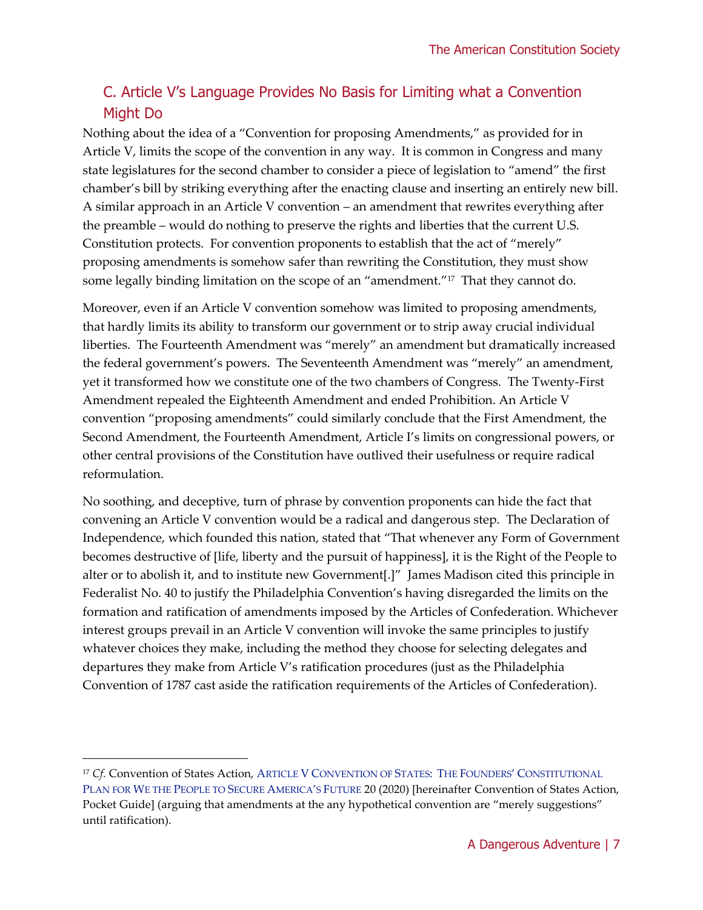## C. Article V's Language Provides No Basis for Limiting what a Convention Might Do

Nothing about the idea of a "Convention for proposing Amendments," as provided for in Article V, limits the scope of the convention in any way. It is common in Congress and many state legislatures for the second chamber to consider a piece of legislation to "amend" the first chamber's bill by striking everything after the enacting clause and inserting an entirely new bill. A similar approach in an Article V convention – an amendment that rewrites everything after the preamble – would do nothing to preserve the rights and liberties that the current U.S. Constitution protects. For convention proponents to establish that the act of "merely" proposing amendments is somehow safer than rewriting the Constitution, they must show some legally binding limitation on the scope of an "amendment."[17] That they cannot do.

Moreover, even if an Article V convention somehow was limited to proposing amendments, that hardly limits its ability to transform our government or to strip away crucial individual liberties. The Fourteenth Amendment was "merely" an amendment but dramatically increased the federal government's powers. The Seventeenth Amendment was "merely" an amendment, yet it transformed how we constitute one of the two chambers of Congress. The Twenty-First Amendment repealed the Eighteenth Amendment and ended Prohibition. An Article V convention "proposing amendments" could similarly conclude that the First Amendment, the Second Amendment, the Fourteenth Amendment, Article I's limits on congressional powers, or other central provisions of the Constitution have outlived their usefulness or require radical reformulation.

No soothing, and deceptive, turn of phrase by convention proponents can hide the fact that convening an Article V convention would be a radical and dangerous step. The Declaration of Independence, which founded this nation, stated that "That whenever any Form of Government becomes destructive of [life, liberty and the pursuit of happiness], it is the Right of the People to alter or to abolish it, and to institute new Government[.]" James Madison cited this principle in Federalist No. 40 to justify the Philadelphia Convention's having disregarded the limits on the formation and ratification of amendments imposed by the Articles of Confederation. Whichever interest groups prevail in an Article V convention will invoke the same principles to justify whatever choices they make, including the method they choose for selecting delegates and departures they make from Article V's ratification procedures (just as the Philadelphia Convention of 1787 cast aside the ratification requirements of the Articles of Confederation).

---

[17] *Cf.* Convention of States Action, ARTICLE V CONVENTION OF STATES: THE FOUNDERS' CONSTITUTIONAL PLAN FOR WE THE PEOPLE TO SECURE AMERICA'S FUTURE 20 (2020) [hereinafter Convention of States Action, Pocket Guide] (arguing that amendments at the any hypothetical convention are "merely suggestions" until ratification).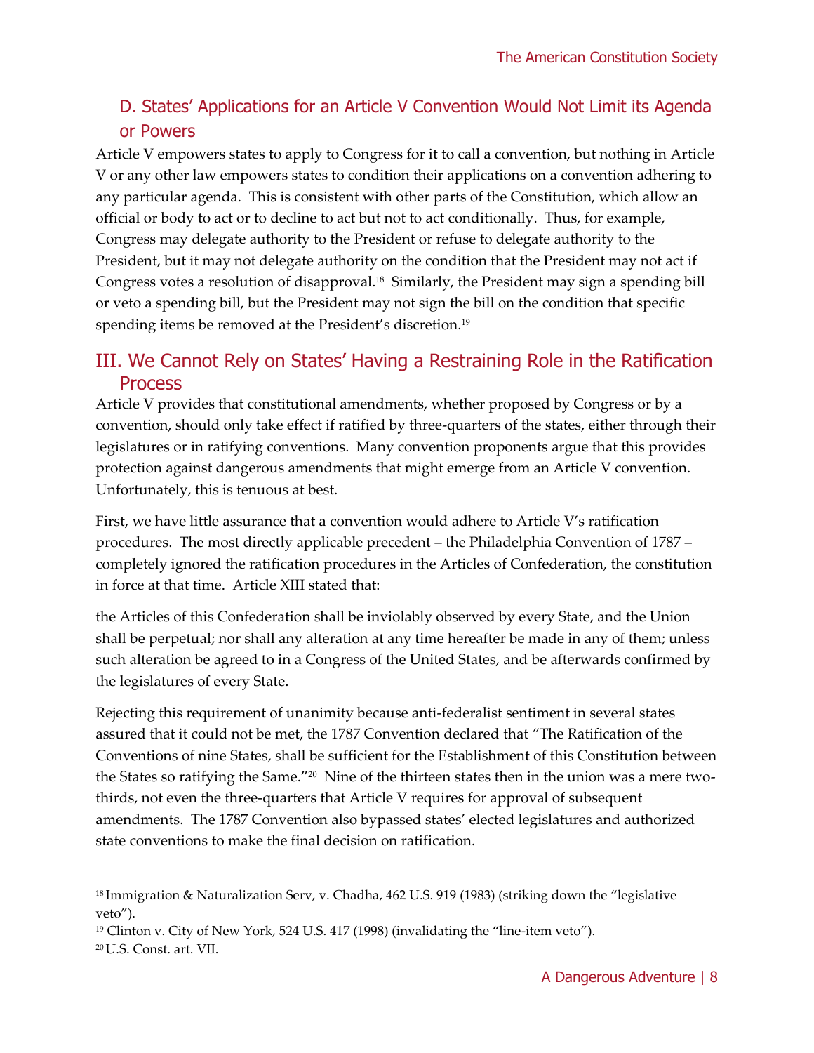### D. States' Applications for an Article V Convention Would Not Limit its Agenda or Powers

Article V empowers states to apply to Congress for it to call a convention, but nothing in Article V or any other law empowers states to condition their applications on a convention adhering to any particular agenda. This is consistent with other parts of the Constitution, which allow an official or body to act or to decline to act but not to act conditionally. Thus, for example, Congress may delegate authority to the President or refuse to delegate authority to the President, but it may not delegate authority on the condition that the President may not act if Congress votes a resolution of disapproval.[18] Similarly, the President may sign a spending bill or veto a spending bill, but the President may not sign the bill on the condition that specific spending items be removed at the President's discretion.[19]

## III. We Cannot Rely on States' Having a Restraining Role in the Ratification Process

Article V provides that constitutional amendments, whether proposed by Congress or by a convention, should only take effect if ratified by three-quarters of the states, either through their legislatures or in ratifying conventions. Many convention proponents argue that this provides protection against dangerous amendments that might emerge from an Article V convention. Unfortunately, this is tenuous at best.

First, we have little assurance that a convention would adhere to Article V's ratification procedures. The most directly applicable precedent – the Philadelphia Convention of 1787 – completely ignored the ratification procedures in the Articles of Confederation, the constitution in force at that time. Article XIII stated that:

the Articles of this Confederation shall be inviolably observed by every State, and the Union shall be perpetual; nor shall any alteration at any time hereafter be made in any of them; unless such alteration be agreed to in a Congress of the United States, and be afterwards confirmed by the legislatures of every State.

Rejecting this requirement of unanimity because anti-federalist sentiment in several states assured that it could not be met, the 1787 Convention declared that "The Ratification of the Conventions of nine States, shall be sufficient for the Establishment of this Constitution between the States so ratifying the Same."[20] Nine of the thirteen states then in the union was a mere two-thirds, not even the three-quarters that Article V requires for approval of subsequent amendments. The 1787 Convention also bypassed states' elected legislatures and authorized state conventions to make the final decision on ratification.

---

[18] Immigration & Naturalization Serv, v. Chadha, 462 U.S. 919 (1983) (striking down the "legislative veto").

[19] Clinton v. City of New York, 524 U.S. 417 (1998) (invalidating the "line-item veto").

[20] U.S. Const. art. VII.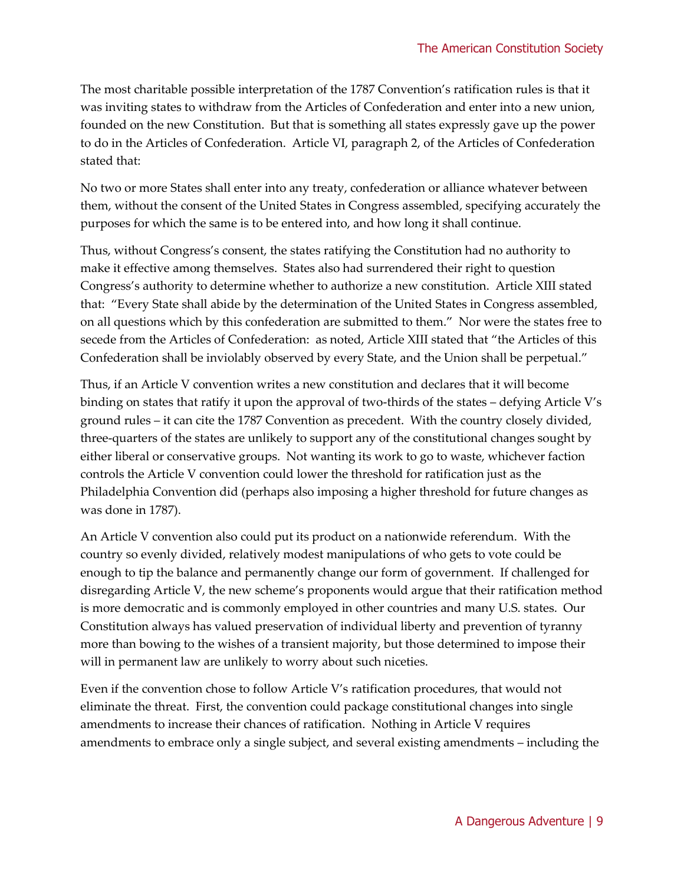The most charitable possible interpretation of the 1787 Convention's ratification rules is that it was inviting states to withdraw from the Articles of Confederation and enter into a new union, founded on the new Constitution. But that is something all states expressly gave up the power to do in the Articles of Confederation. Article VI, paragraph 2, of the Articles of Confederation stated that:

No two or more States shall enter into any treaty, confederation or alliance whatever between them, without the consent of the United States in Congress assembled, specifying accurately the purposes for which the same is to be entered into, and how long it shall continue.

Thus, without Congress's consent, the states ratifying the Constitution had no authority to make it effective among themselves. States also had surrendered their right to question Congress's authority to determine whether to authorize a new constitution. Article XIII stated that: "Every State shall abide by the determination of the United States in Congress assembled, on all questions which by this confederation are submitted to them." Nor were the states free to secede from the Articles of Confederation: as noted, Article XIII stated that "the Articles of this Confederation shall be inviolably observed by every State, and the Union shall be perpetual."

Thus, if an Article V convention writes a new constitution and declares that it will become binding on states that ratify it upon the approval of two-thirds of the states – defying Article V's ground rules – it can cite the 1787 Convention as precedent. With the country closely divided, three-quarters of the states are unlikely to support any of the constitutional changes sought by either liberal or conservative groups. Not wanting its work to go to waste, whichever faction controls the Article V convention could lower the threshold for ratification just as the Philadelphia Convention did (perhaps also imposing a higher threshold for future changes as was done in 1787).

An Article V convention also could put its product on a nationwide referendum. With the country so evenly divided, relatively modest manipulations of who gets to vote could be enough to tip the balance and permanently change our form of government. If challenged for disregarding Article V, the new scheme's proponents would argue that their ratification method is more democratic and is commonly employed in other countries and many U.S. states. Our Constitution always has valued preservation of individual liberty and prevention of tyranny more than bowing to the wishes of a transient majority, but those determined to impose their will in permanent law are unlikely to worry about such niceties.

Even if the convention chose to follow Article V's ratification procedures, that would not eliminate the threat. First, the convention could package constitutional changes into single amendments to increase their chances of ratification. Nothing in Article V requires amendments to embrace only a single subject, and several existing amendments – including the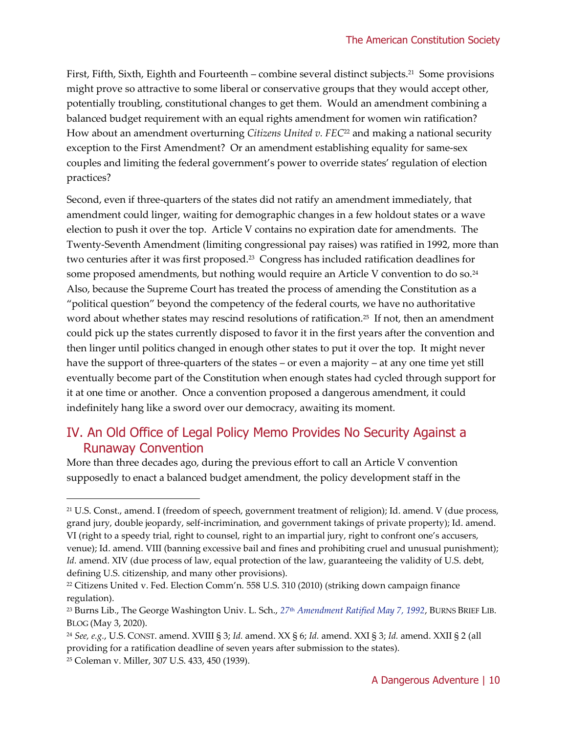First, Fifth, Sixth, Eighth and Fourteenth – combine several distinct subjects.[21] Some provisions might prove so attractive to some liberal or conservative groups that they would accept other, potentially troubling, constitutional changes to get them. Would an amendment combining a balanced budget requirement with an equal rights amendment for women win ratification? How about an amendment overturning *Citizens United v. FEC*[22] and making a national security exception to the First Amendment? Or an amendment establishing equality for same-sex couples and limiting the federal government's power to override states' regulation of election practices?

Second, even if three-quarters of the states did not ratify an amendment immediately, that amendment could linger, waiting for demographic changes in a few holdout states or a wave election to push it over the top. Article V contains no expiration date for amendments. The Twenty-Seventh Amendment (limiting congressional pay raises) was ratified in 1992, more than two centuries after it was first proposed.[23] Congress has included ratification deadlines for some proposed amendments, but nothing would require an Article V convention to do so.[24] Also, because the Supreme Court has treated the process of amending the Constitution as a "political question" beyond the competency of the federal courts, we have no authoritative word about whether states may rescind resolutions of ratification.[25] If not, then an amendment could pick up the states currently disposed to favor it in the first years after the convention and then linger until politics changed in enough other states to put it over the top. It might never have the support of three-quarters of the states – or even a majority – at any one time yet still eventually become part of the Constitution when enough states had cycled through support for it at one time or another. Once a convention proposed a dangerous amendment, it could indefinitely hang like a sword over our democracy, awaiting its moment.

## IV. An Old Office of Legal Policy Memo Provides No Security Against a Runaway Convention

More than three decades ago, during the previous effort to call an Article V convention supposedly to enact a balanced budget amendment, the policy development staff in the

---

[21] U.S. Const., amend. I (freedom of speech, government treatment of religion); Id. amend. V (due process, grand jury, double jeopardy, self-incrimination, and government takings of private property); Id. amend. VI (right to a speedy trial, right to counsel, right to an impartial jury, right to confront one's accusers, venue); Id. amend. VIII (banning excessive bail and fines and prohibiting cruel and unusual punishment); *Id.* amend. XIV (due process of law, equal protection of the law, guaranteeing the validity of U.S. debt, defining U.S. citizenship, and many other provisions).

[22] Citizens United v. Fed. Election Comm'n. 558 U.S. 310 (2010) (striking down campaign finance regulation).

[23] Burns Lib., The George Washington Univ. L. Sch., *27th Amendment Ratified May 7, 1992*, BURNS BRIEF LIB. BLOG (May 3, 2020).

[24] *See, e.g.*, U.S. CONST. amend. XVIII § 3; *Id.* amend. XX § 6; *Id.* amend. XXI § 3; *Id.* amend. XXII § 2 (all providing for a ratification deadline of seven years after submission to the states).

[25] Coleman v. Miller, 307 U.S. 433, 450 (1939).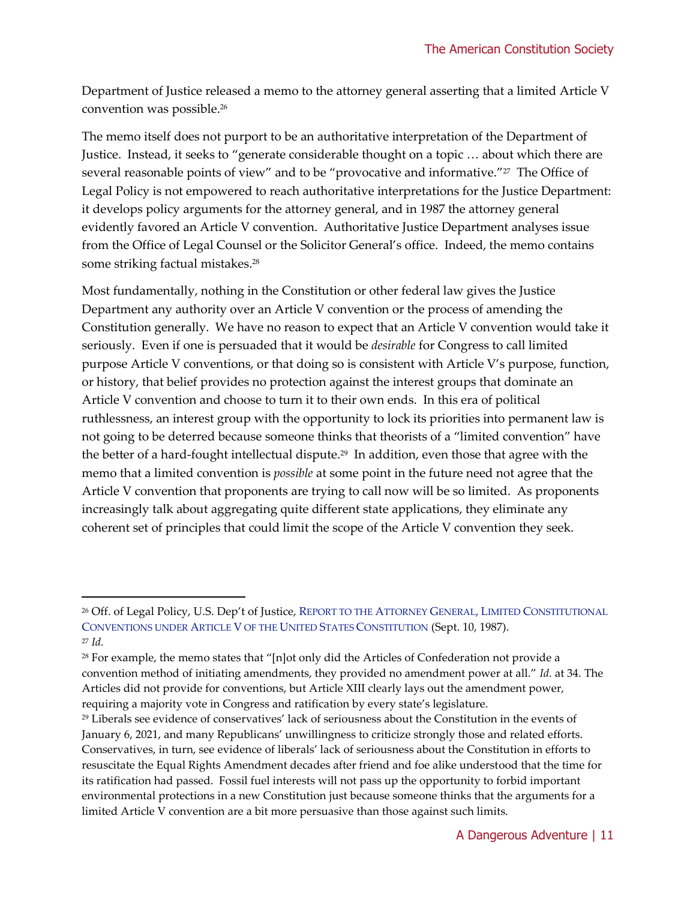Department of Justice released a memo to the attorney general asserting that a limited Article V convention was possible.[26]

The memo itself does not purport to be an authoritative interpretation of the Department of Justice. Instead, it seeks to "generate considerable thought on a topic … about which there are several reasonable points of view" and to be "provocative and informative."[27] The Office of Legal Policy is not empowered to reach authoritative interpretations for the Justice Department: it develops policy arguments for the attorney general, and in 1987 the attorney general evidently favored an Article V convention. Authoritative Justice Department analyses issue from the Office of Legal Counsel or the Solicitor General's office. Indeed, the memo contains some striking factual mistakes.[28]

Most fundamentally, nothing in the Constitution or other federal law gives the Justice Department any authority over an Article V convention or the process of amending the Constitution generally. We have no reason to expect that an Article V convention would take it seriously. Even if one is persuaded that it would be *desirable* for Congress to call limited purpose Article V conventions, or that doing so is consistent with Article V's purpose, function, or history, that belief provides no protection against the interest groups that dominate an Article V convention and choose to turn it to their own ends. In this era of political ruthlessness, an interest group with the opportunity to lock its priorities into permanent law is not going to be deterred because someone thinks that theorists of a "limited convention" have the better of a hard-fought intellectual dispute.[29] In addition, even those that agree with the memo that a limited convention is *possible* at some point in the future need not agree that the Article V convention that proponents are trying to call now will be so limited. As proponents increasingly talk about aggregating quite different state applications, they eliminate any coherent set of principles that could limit the scope of the Article V convention they seek.

---

[26] Off. of Legal Policy, U.S. Dep't of Justice, REPORT TO THE ATTORNEY GENERAL, LIMITED CONSTITUTIONAL CONVENTIONS UNDER ARTICLE V OF THE UNITED STATES CONSTITUTION (Sept. 10, 1987).

[27] *Id.*

[28] For example, the memo states that "[n]ot only did the Articles of Confederation not provide a convention method of initiating amendments, they provided no amendment power at all." *Id.* at 34. The Articles did not provide for conventions, but Article XIII clearly lays out the amendment power, requiring a majority vote in Congress and ratification by every state's legislature.

[29] Liberals see evidence of conservatives' lack of seriousness about the Constitution in the events of January 6, 2021, and many Republicans' unwillingness to criticize strongly those and related efforts. Conservatives, in turn, see evidence of liberals' lack of seriousness about the Constitution in efforts to resuscitate the Equal Rights Amendment decades after friend and foe alike understood that the time for its ratification had passed. Fossil fuel interests will not pass up the opportunity to forbid important environmental protections in a new Constitution just because someone thinks that the arguments for a limited Article V convention are a bit more persuasive than those against such limits.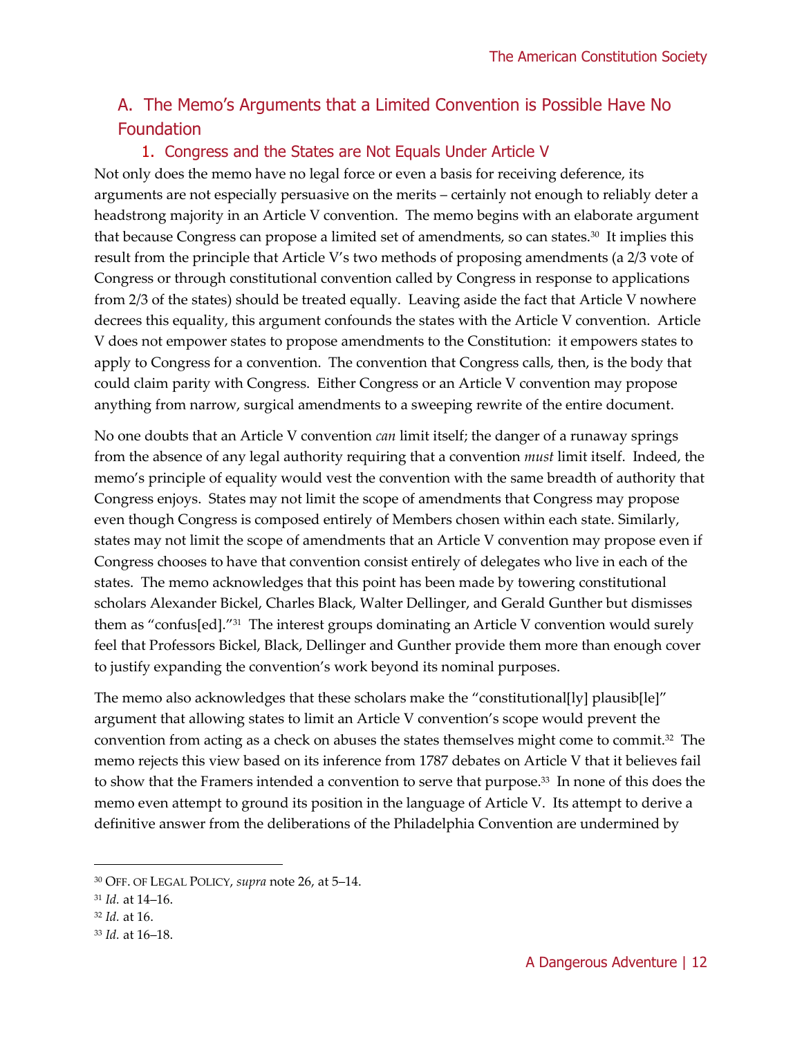## A. The Memo's Arguments that a Limited Convention is Possible Have No Foundation

### 1. Congress and the States are Not Equals Under Article V

Not only does the memo have no legal force or even a basis for receiving deference, its arguments are not especially persuasive on the merits – certainly not enough to reliably deter a headstrong majority in an Article V convention. The memo begins with an elaborate argument that because Congress can propose a limited set of amendments, so can states.[30] It implies this result from the principle that Article V's two methods of proposing amendments (a 2/3 vote of Congress or through constitutional convention called by Congress in response to applications from 2/3 of the states) should be treated equally. Leaving aside the fact that Article V nowhere decrees this equality, this argument confounds the states with the Article V convention. Article V does not empower states to propose amendments to the Constitution: it empowers states to apply to Congress for a convention. The convention that Congress calls, then, is the body that could claim parity with Congress. Either Congress or an Article V convention may propose anything from narrow, surgical amendments to a sweeping rewrite of the entire document.

No one doubts that an Article V convention *can* limit itself; the danger of a runaway springs from the absence of any legal authority requiring that a convention *must* limit itself. Indeed, the memo's principle of equality would vest the convention with the same breadth of authority that Congress enjoys. States may not limit the scope of amendments that Congress may propose even though Congress is composed entirely of Members chosen within each state. Similarly, states may not limit the scope of amendments that an Article V convention may propose even if Congress chooses to have that convention consist entirely of delegates who live in each of the states. The memo acknowledges that this point has been made by towering constitutional scholars Alexander Bickel, Charles Black, Walter Dellinger, and Gerald Gunther but dismisses them as "confus[ed]."[31] The interest groups dominating an Article V convention would surely feel that Professors Bickel, Black, Dellinger and Gunther provide them more than enough cover to justify expanding the convention's work beyond its nominal purposes.

The memo also acknowledges that these scholars make the "constitutional[ly] plausib[le]" argument that allowing states to limit an Article V convention's scope would prevent the convention from acting as a check on abuses the states themselves might come to commit.[32] The memo rejects this view based on its inference from 1787 debates on Article V that it believes fail to show that the Framers intended a convention to serve that purpose.[33] In none of this does the memo even attempt to ground its position in the language of Article V. Its attempt to derive a definitive answer from the deliberations of the Philadelphia Convention are undermined by

---

[30] Off. of Legal Policy, *supra* note 26, at 5–14.

[31] *Id.* at 14–16.

[32] *Id.* at 16.

[33] *Id.* at 16–18.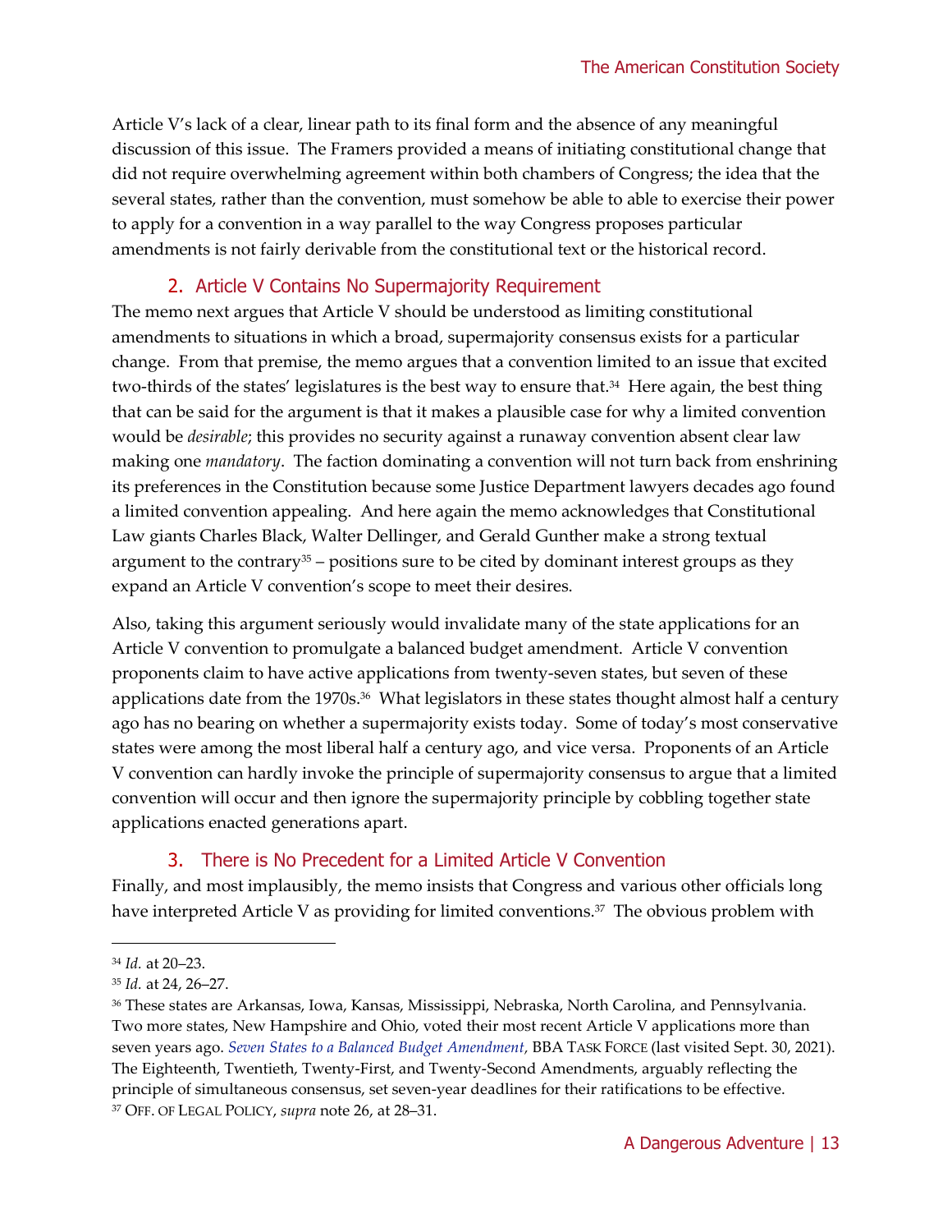Article V's lack of a clear, linear path to its final form and the absence of any meaningful discussion of this issue. The Framers provided a means of initiating constitutional change that did not require overwhelming agreement within both chambers of Congress; the idea that the several states, rather than the convention, must somehow be able to able to exercise their power to apply for a convention in a way parallel to the way Congress proposes particular amendments is not fairly derivable from the constitutional text or the historical record.

### 2. Article V Contains No Supermajority Requirement

The memo next argues that Article V should be understood as limiting constitutional amendments to situations in which a broad, supermajority consensus exists for a particular change. From that premise, the memo argues that a convention limited to an issue that excited two-thirds of the states' legislatures is the best way to ensure that.[34] Here again, the best thing that can be said for the argument is that it makes a plausible case for why a limited convention would be *desirable*; this provides no security against a runaway convention absent clear law making one *mandatory*. The faction dominating a convention will not turn back from enshrining its preferences in the Constitution because some Justice Department lawyers decades ago found a limited convention appealing. And here again the memo acknowledges that Constitutional Law giants Charles Black, Walter Dellinger, and Gerald Gunther make a strong textual argument to the contrary[35] – positions sure to be cited by dominant interest groups as they expand an Article V convention's scope to meet their desires.

Also, taking this argument seriously would invalidate many of the state applications for an Article V convention to promulgate a balanced budget amendment. Article V convention proponents claim to have active applications from twenty-seven states, but seven of these applications date from the 1970s.[36] What legislators in these states thought almost half a century ago has no bearing on whether a supermajority exists today. Some of today's most conservative states were among the most liberal half a century ago, and vice versa. Proponents of an Article V convention can hardly invoke the principle of supermajority consensus to argue that a limited convention will occur and then ignore the supermajority principle by cobbling together state applications enacted generations apart.

### 3. There is No Precedent for a Limited Article V Convention

Finally, and most implausibly, the memo insists that Congress and various other officials long have interpreted Article V as providing for limited conventions.[37] The obvious problem with

---

[34] *Id.* at 20–23.

[35] *Id.* at 24, 26–27.

[36] These states are Arkansas, Iowa, Kansas, Mississippi, Nebraska, North Carolina, and Pennsylvania. Two more states, New Hampshire and Ohio, voted their most recent Article V applications more than seven years ago. *Seven States to a Balanced Budget Amendment*, BBA TASK FORCE (last visited Sept. 30, 2021). The Eighteenth, Twentieth, Twenty-First, and Twenty-Second Amendments, arguably reflecting the principle of simultaneous consensus, set seven-year deadlines for their ratifications to be effective.

[37] OFF. OF LEGAL POLICY, *supra* note 26, at 28–31.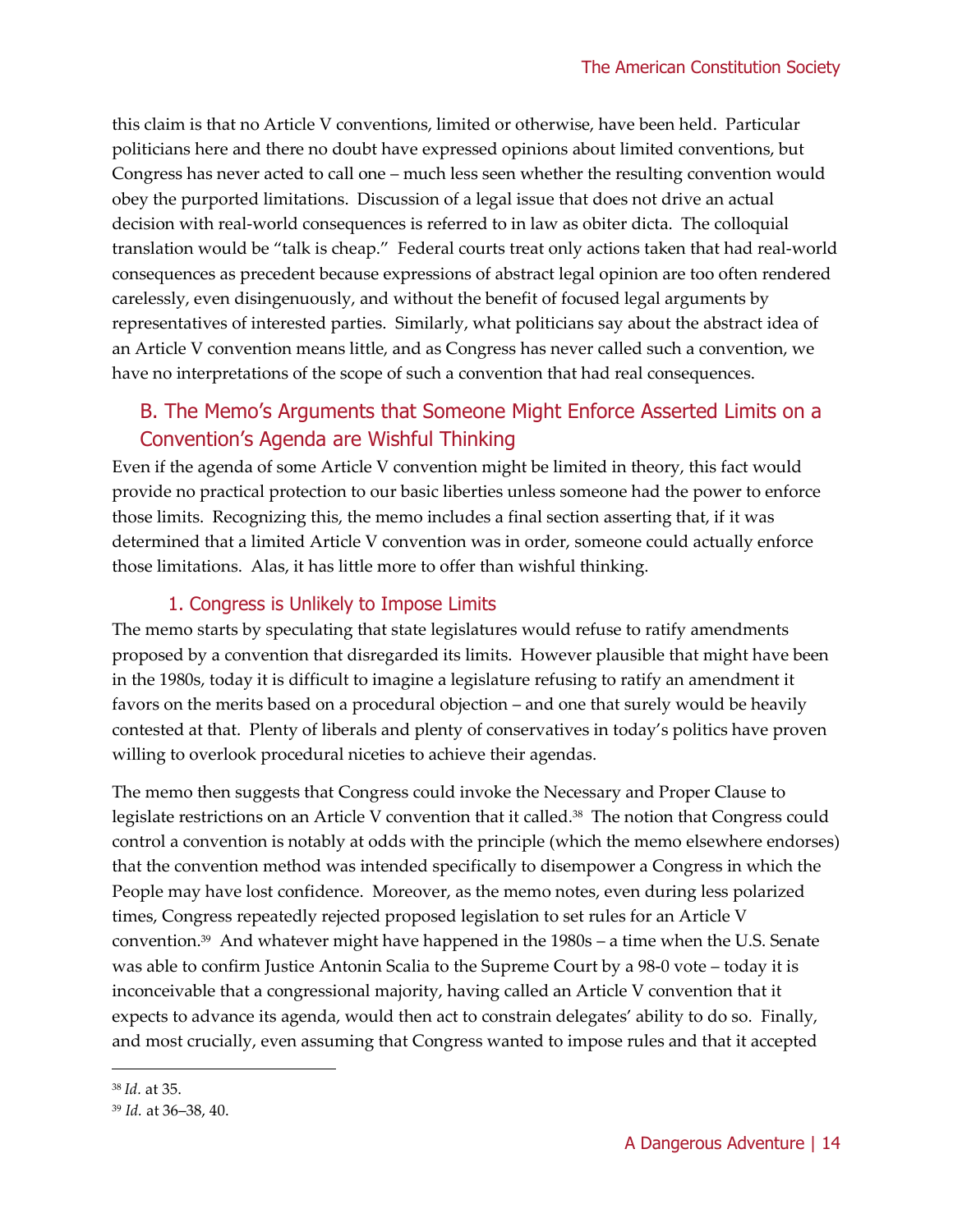this claim is that no Article V conventions, limited or otherwise, have been held. Particular politicians here and there no doubt have expressed opinions about limited conventions, but Congress has never acted to call one – much less seen whether the resulting convention would obey the purported limitations. Discussion of a legal issue that does not drive an actual decision with real-world consequences is referred to in law as obiter dicta. The colloquial translation would be "talk is cheap." Federal courts treat only actions taken that had real-world consequences as precedent because expressions of abstract legal opinion are too often rendered carelessly, even disingenuously, and without the benefit of focused legal arguments by representatives of interested parties. Similarly, what politicians say about the abstract idea of an Article V convention means little, and as Congress has never called such a convention, we have no interpretations of the scope of such a convention that had real consequences.

## B. The Memo's Arguments that Someone Might Enforce Asserted Limits on a Convention's Agenda are Wishful Thinking

Even if the agenda of some Article V convention might be limited in theory, this fact would provide no practical protection to our basic liberties unless someone had the power to enforce those limits. Recognizing this, the memo includes a final section asserting that, if it was determined that a limited Article V convention was in order, someone could actually enforce those limitations. Alas, it has little more to offer than wishful thinking.

### 1. Congress is Unlikely to Impose Limits

The memo starts by speculating that state legislatures would refuse to ratify amendments proposed by a convention that disregarded its limits. However plausible that might have been in the 1980s, today it is difficult to imagine a legislature refusing to ratify an amendment it favors on the merits based on a procedural objection – and one that surely would be heavily contested at that. Plenty of liberals and plenty of conservatives in today's politics have proven willing to overlook procedural niceties to achieve their agendas.

The memo then suggests that Congress could invoke the Necessary and Proper Clause to legislate restrictions on an Article V convention that it called.[38] The notion that Congress could control a convention is notably at odds with the principle (which the memo elsewhere endorses) that the convention method was intended specifically to disempower a Congress in which the People may have lost confidence. Moreover, as the memo notes, even during less polarized times, Congress repeatedly rejected proposed legislation to set rules for an Article V convention.[39] And whatever might have happened in the 1980s – a time when the U.S. Senate was able to confirm Justice Antonin Scalia to the Supreme Court by a 98-0 vote – today it is inconceivable that a congressional majority, having called an Article V convention that it expects to advance its agenda, would then act to constrain delegates' ability to do so. Finally, and most crucially, even assuming that Congress wanted to impose rules and that it accepted

---

[38] *Id.* at 35.

[39] *Id.* at 36–38, 40.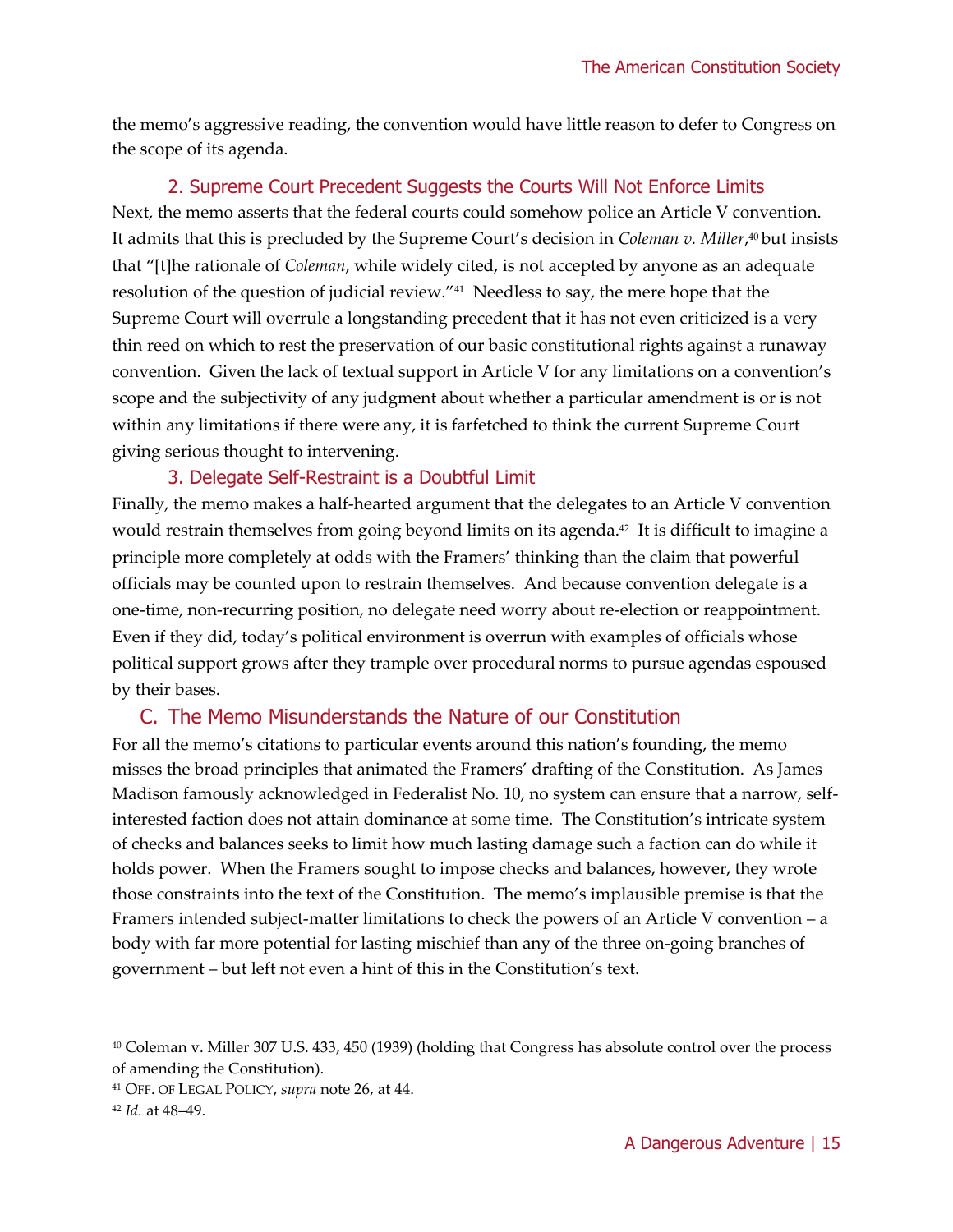the memo's aggressive reading, the convention would have little reason to defer to Congress on the scope of its agenda.

### 2. Supreme Court Precedent Suggests the Courts Will Not Enforce Limits

Next, the memo asserts that the federal courts could somehow police an Article V convention. It admits that this is precluded by the Supreme Court's decision in *Coleman v. Miller*,[40] but insists that "[t]he rationale of *Coleman*, while widely cited, is not accepted by anyone as an adequate resolution of the question of judicial review."[41] Needless to say, the mere hope that the Supreme Court will overrule a longstanding precedent that it has not even criticized is a very thin reed on which to rest the preservation of our basic constitutional rights against a runaway convention. Given the lack of textual support in Article V for any limitations on a convention's scope and the subjectivity of any judgment about whether a particular amendment is or is not within any limitations if there were any, it is farfetched to think the current Supreme Court giving serious thought to intervening.

### 3. Delegate Self-Restraint is a Doubtful Limit

Finally, the memo makes a half-hearted argument that the delegates to an Article V convention would restrain themselves from going beyond limits on its agenda.[42] It is difficult to imagine a principle more completely at odds with the Framers' thinking than the claim that powerful officials may be counted upon to restrain themselves. And because convention delegate is a one-time, non-recurring position, no delegate need worry about re-election or reappointment. Even if they did, today's political environment is overrun with examples of officials whose political support grows after they trample over procedural norms to pursue agendas espoused by their bases.

## C. The Memo Misunderstands the Nature of our Constitution

For all the memo's citations to particular events around this nation's founding, the memo misses the broad principles that animated the Framers' drafting of the Constitution. As James Madison famously acknowledged in Federalist No. 10, no system can ensure that a narrow, self-interested faction does not attain dominance at some time. The Constitution's intricate system of checks and balances seeks to limit how much lasting damage such a faction can do while it holds power. When the Framers sought to impose checks and balances, however, they wrote those constraints into the text of the Constitution. The memo's implausible premise is that the Framers intended subject-matter limitations to check the powers of an Article V convention – a body with far more potential for lasting mischief than any of the three on-going branches of government – but left not even a hint of this in the Constitution's text.

---

[40] Coleman v. Miller 307 U.S. 433, 450 (1939) (holding that Congress has absolute control over the process of amending the Constitution).

[41] OFF. OF LEGAL POLICY, *supra* note 26, at 44.

[42] *Id.* at 48–49.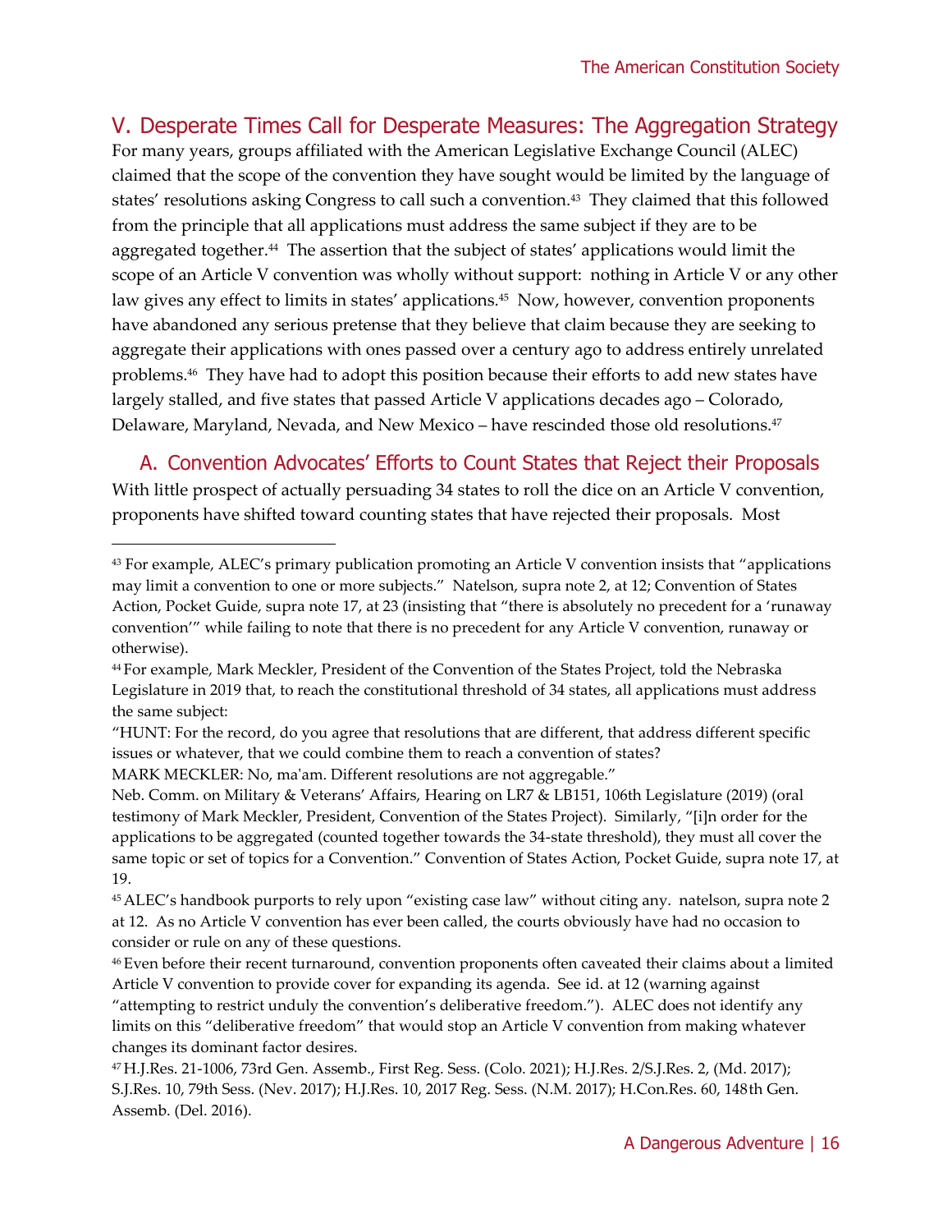## V. Desperate Times Call for Desperate Measures: The Aggregation Strategy

For many years, groups affiliated with the American Legislative Exchange Council (ALEC) claimed that the scope of the convention they have sought would be limited by the language of states' resolutions asking Congress to call such a convention.[43] They claimed that this followed from the principle that all applications must address the same subject if they are to be aggregated together.[44] The assertion that the subject of states' applications would limit the scope of an Article V convention was wholly without support: nothing in Article V or any other law gives any effect to limits in states' applications.[45] Now, however, convention proponents have abandoned any serious pretense that they believe that claim because they are seeking to aggregate their applications with ones passed over a century ago to address entirely unrelated problems.[46] They have had to adopt this position because their efforts to add new states have largely stalled, and five states that passed Article V applications decades ago – Colorado, Delaware, Maryland, Nevada, and New Mexico – have rescinded those old resolutions.[47]

### A. Convention Advocates' Efforts to Count States that Reject their Proposals

With little prospect of actually persuading 34 states to roll the dice on an Article V convention, proponents have shifted toward counting states that have rejected their proposals. Most

---

[43] For example, ALEC's primary publication promoting an Article V convention insists that "applications may limit a convention to one or more subjects." Natelson, supra note 2, at 12; Convention of States Action, Pocket Guide, supra note 17, at 23 (insisting that "there is absolutely no precedent for a 'runaway convention'" while failing to note that there is no precedent for any Article V convention, runaway or otherwise).

[44] For example, Mark Meckler, President of the Convention of the States Project, told the Nebraska Legislature in 2019 that, to reach the constitutional threshold of 34 states, all applications must address the same subject:

"HUNT: For the record, do you agree that resolutions that are different, that address different specific issues or whatever, that we could combine them to reach a convention of states?

MARK MECKLER: No, ma'am. Different resolutions are not aggregable."

Neb. Comm. on Military & Veterans' Affairs, Hearing on LR7 & LB151, 106th Legislature (2019) (oral testimony of Mark Meckler, President, Convention of the States Project). Similarly, "[i]n order for the applications to be aggregated (counted together towards the 34-state threshold), they must all cover the same topic or set of topics for a Convention." Convention of States Action, Pocket Guide, supra note 17, at 19.

[45] ALEC's handbook purports to rely upon "existing case law" without citing any. natelson, supra note 2 at 12. As no Article V convention has ever been called, the courts obviously have had no occasion to consider or rule on any of these questions.

[46] Even before their recent turnaround, convention proponents often caveated their claims about a limited Article V convention to provide cover for expanding its agenda. See id. at 12 (warning against "attempting to restrict unduly the convention's deliberative freedom."). ALEC does not identify any limits on this "deliberative freedom" that would stop an Article V convention from making whatever changes its dominant factor desires.

[47] H.J.Res. 21-1006, 73rd Gen. Assemb., First Reg. Sess. (Colo. 2021); H.J.Res. 2/S.J.Res. 2, (Md. 2017); S.J.Res. 10, 79th Sess. (Nev. 2017); H.J.Res. 10, 2017 Reg. Sess. (N.M. 2017); H.Con.Res. 60, 148th Gen. Assemb. (Del. 2016).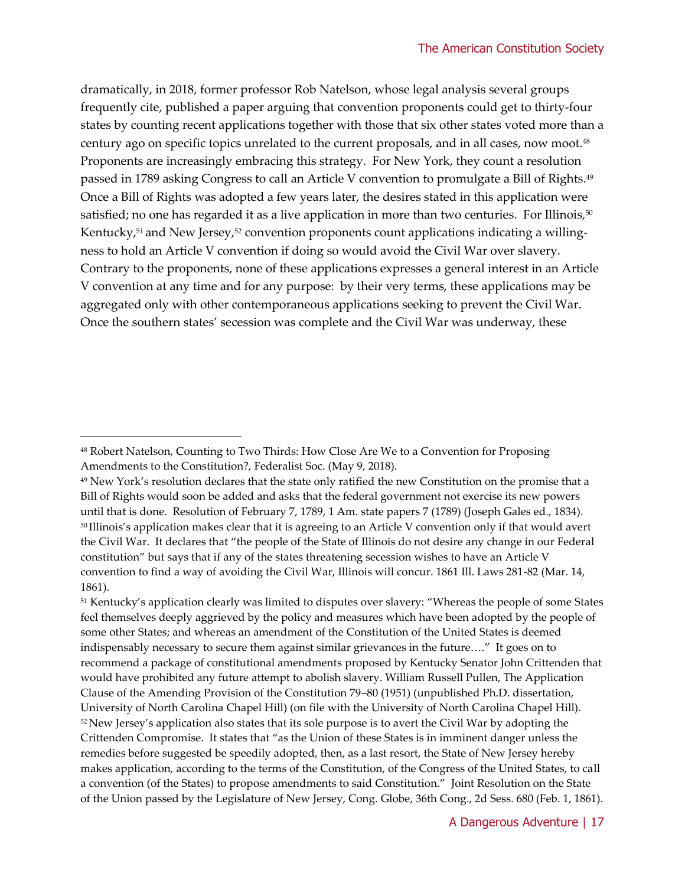dramatically, in 2018, former professor Rob Natelson, whose legal analysis several groups frequently cite, published a paper arguing that convention proponents could get to thirty-four states by counting recent applications together with those that six other states voted more than a century ago on specific topics unrelated to the current proposals, and in all cases, now moot.[48] Proponents are increasingly embracing this strategy. For New York, they count a resolution passed in 1789 asking Congress to call an Article V convention to promulgate a Bill of Rights.[49] Once a Bill of Rights was adopted a few years later, the desires stated in this application were satisfied; no one has regarded it as a live application in more than two centuries. For Illinois,[50] Kentucky,[51] and New Jersey,[52] convention proponents count applications indicating a willingness to hold an Article V convention if doing so would avoid the Civil War over slavery. Contrary to the proponents, none of these applications expresses a general interest in an Article V convention at any time and for any purpose: by their very terms, these applications may be aggregated only with other contemporaneous applications seeking to prevent the Civil War. Once the southern states' secession was complete and the Civil War was underway, these

---

[48] Robert Natelson, Counting to Two Thirds: How Close Are We to a Convention for Proposing Amendments to the Constitution?, Federalist Soc. (May 9, 2018).

[49] New York's resolution declares that the state only ratified the new Constitution on the promise that a Bill of Rights would soon be added and asks that the federal government not exercise its new powers until that is done. Resolution of February 7, 1789, 1 Am. state papers 7 (1789) (Joseph Gales ed., 1834).

[50] Illinois's application makes clear that it is agreeing to an Article V convention only if that would avert the Civil War. It declares that "the people of the State of Illinois do not desire any change in our Federal constitution" but says that if any of the states threatening secession wishes to have an Article V convention to find a way of avoiding the Civil War, Illinois will concur. 1861 Ill. Laws 281-82 (Mar. 14, 1861).

[51] Kentucky's application clearly was limited to disputes over slavery: "Whereas the people of some States feel themselves deeply aggrieved by the policy and measures which have been adopted by the people of some other States; and whereas an amendment of the Constitution of the United States is deemed indispensably necessary to secure them against similar grievances in the future…." It goes on to recommend a package of constitutional amendments proposed by Kentucky Senator John Crittenden that would have prohibited any future attempt to abolish slavery. William Russell Pullen, The Application Clause of the Amending Provision of the Constitution 79–80 (1951) (unpublished Ph.D. dissertation, University of North Carolina Chapel Hill) (on file with the University of North Carolina Chapel Hill).

[52] New Jersey's application also states that its sole purpose is to avert the Civil War by adopting the Crittenden Compromise. It states that "as the Union of these States is in imminent danger unless the remedies before suggested be speedily adopted, then, as a last resort, the State of New Jersey hereby makes application, according to the terms of the Constitution, of the Congress of the United States, to call a convention (of the States) to propose amendments to said Constitution." Joint Resolution on the State of the Union passed by the Legislature of New Jersey, Cong. Globe, 36th Cong., 2d Sess. 680 (Feb. 1, 1861).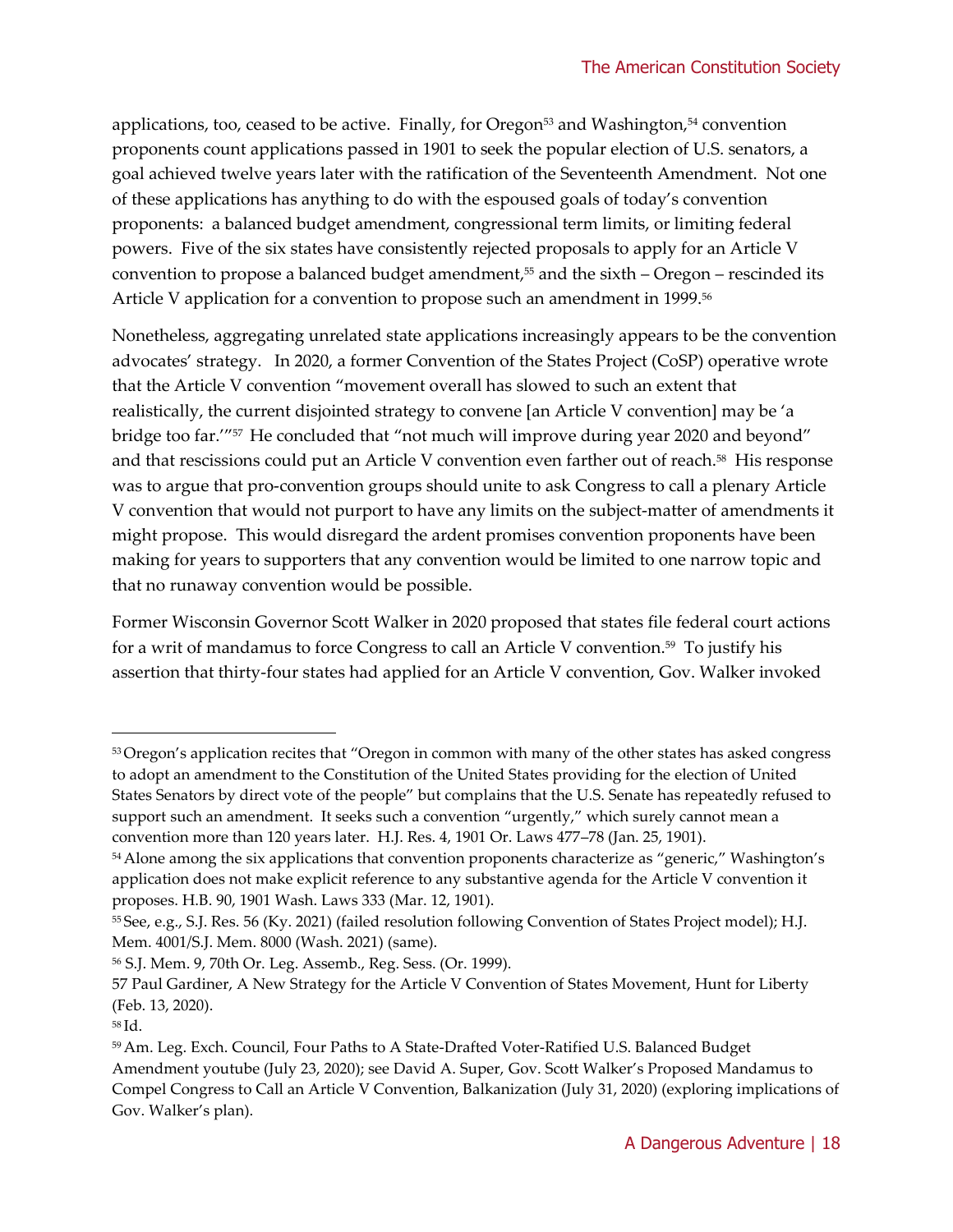applications, too, ceased to be active. Finally, for Oregon[53] and Washington,[54] convention proponents count applications passed in 1901 to seek the popular election of U.S. senators, a goal achieved twelve years later with the ratification of the Seventeenth Amendment. Not one of these applications has anything to do with the espoused goals of today's convention proponents: a balanced budget amendment, congressional term limits, or limiting federal powers. Five of the six states have consistently rejected proposals to apply for an Article V convention to propose a balanced budget amendment,[55] and the sixth – Oregon – rescinded its Article V application for a convention to propose such an amendment in 1999.[56]

Nonetheless, aggregating unrelated state applications increasingly appears to be the convention advocates' strategy. In 2020, a former Convention of the States Project (CoSP) operative wrote that the Article V convention "movement overall has slowed to such an extent that realistically, the current disjointed strategy to convene [an Article V convention] may be 'a bridge too far.'"[57] He concluded that "not much will improve during year 2020 and beyond" and that rescissions could put an Article V convention even farther out of reach.[58] His response was to argue that pro-convention groups should unite to ask Congress to call a plenary Article V convention that would not purport to have any limits on the subject-matter of amendments it might propose. This would disregard the ardent promises convention proponents have been making for years to supporters that any convention would be limited to one narrow topic and that no runaway convention would be possible.

Former Wisconsin Governor Scott Walker in 2020 proposed that states file federal court actions for a writ of mandamus to force Congress to call an Article V convention.[59] To justify his assertion that thirty-four states had applied for an Article V convention, Gov. Walker invoked

---

[53] Oregon's application recites that "Oregon in common with many of the other states has asked congress to adopt an amendment to the Constitution of the United States providing for the election of United States Senators by direct vote of the people" but complains that the U.S. Senate has repeatedly refused to support such an amendment. It seeks such a convention "urgently," which surely cannot mean a convention more than 120 years later. H.J. Res. 4, 1901 Or. Laws 477–78 (Jan. 25, 1901).

[54] Alone among the six applications that convention proponents characterize as "generic," Washington's application does not make explicit reference to any substantive agenda for the Article V convention it proposes. H.B. 90, 1901 Wash. Laws 333 (Mar. 12, 1901).

[55] See, e.g., S.J. Res. 56 (Ky. 2021) (failed resolution following Convention of States Project model); H.J. Mem. 4001/S.J. Mem. 8000 (Wash. 2021) (same).

[56] S.J. Mem. 9, 70th Or. Leg. Assemb., Reg. Sess. (Or. 1999).

[57] Paul Gardiner, A New Strategy for the Article V Convention of States Movement, Hunt for Liberty (Feb. 13, 2020).

[58] Id.

[59] Am. Leg. Exch. Council, Four Paths to A State-Drafted Voter-Ratified U.S. Balanced Budget Amendment youtube (July 23, 2020); see David A. Super, Gov. Scott Walker's Proposed Mandamus to Compel Congress to Call an Article V Convention, Balkanization (July 31, 2020) (exploring implications of Gov. Walker's plan).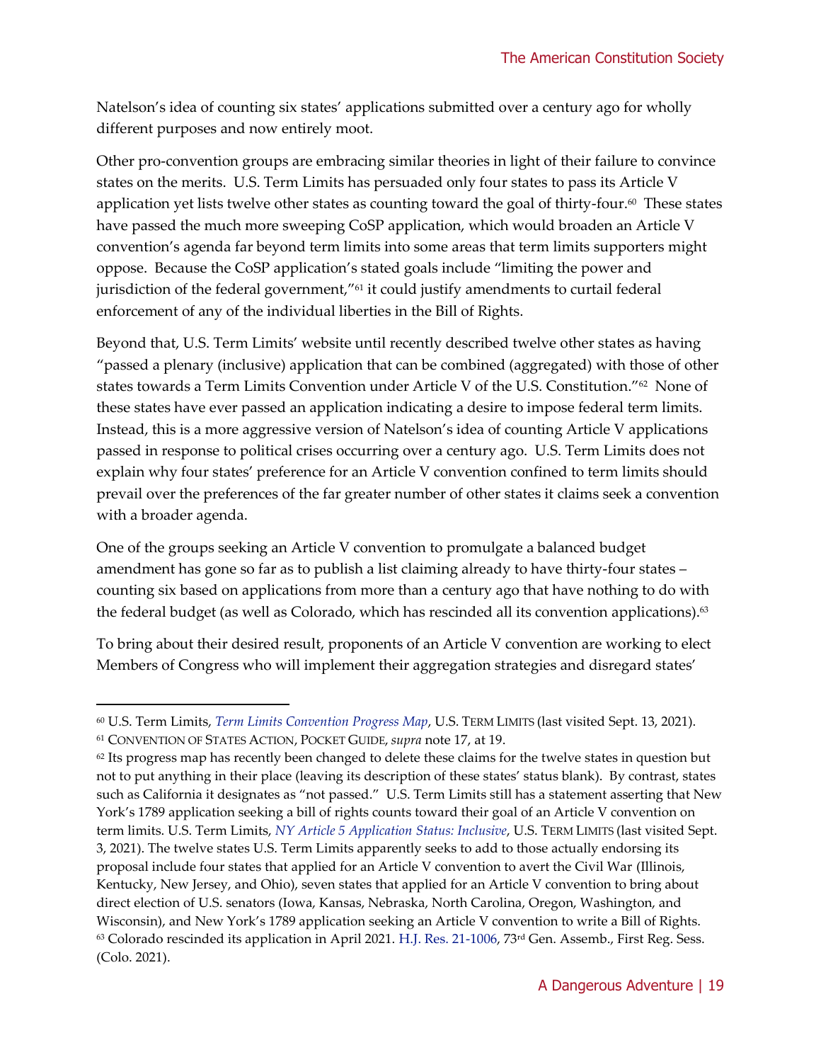Natelson's idea of counting six states' applications submitted over a century ago for wholly different purposes and now entirely moot.

Other pro-convention groups are embracing similar theories in light of their failure to convince states on the merits. U.S. Term Limits has persuaded only four states to pass its Article V application yet lists twelve other states as counting toward the goal of thirty-four.[60] These states have passed the much more sweeping CoSP application, which would broaden an Article V convention's agenda far beyond term limits into some areas that term limits supporters might oppose. Because the CoSP application's stated goals include "limiting the power and jurisdiction of the federal government,"[61] it could justify amendments to curtail federal enforcement of any of the individual liberties in the Bill of Rights.

Beyond that, U.S. Term Limits' website until recently described twelve other states as having "passed a plenary (inclusive) application that can be combined (aggregated) with those of other states towards a Term Limits Convention under Article V of the U.S. Constitution."[62] None of these states have ever passed an application indicating a desire to impose federal term limits. Instead, this is a more aggressive version of Natelson's idea of counting Article V applications passed in response to political crises occurring over a century ago. U.S. Term Limits does not explain why four states' preference for an Article V convention confined to term limits should prevail over the preferences of the far greater number of other states it claims seek a convention with a broader agenda.

One of the groups seeking an Article V convention to promulgate a balanced budget amendment has gone so far as to publish a list claiming already to have thirty-four states – counting six based on applications from more than a century ago that have nothing to do with the federal budget (as well as Colorado, which has rescinded all its convention applications).[63]

To bring about their desired result, proponents of an Article V convention are working to elect Members of Congress who will implement their aggregation strategies and disregard states'

---

[60] U.S. Term Limits, *Term Limits Convention Progress Map*, U.S. TERM LIMITS (last visited Sept. 13, 2021).

[61] CONVENTION OF STATES ACTION, POCKET GUIDE, *supra* note 17, at 19.

[62] Its progress map has recently been changed to delete these claims for the twelve states in question but not to put anything in their place (leaving its description of these states' status blank). By contrast, states such as California it designates as "not passed." U.S. Term Limits still has a statement asserting that New York's 1789 application seeking a bill of rights counts toward their goal of an Article V convention on term limits. U.S. Term Limits, *NY Article 5 Application Status: Inclusive*, U.S. TERM LIMITS (last visited Sept. 3, 2021). The twelve states U.S. Term Limits apparently seeks to add to those actually endorsing its proposal include four states that applied for an Article V convention to avert the Civil War (Illinois, Kentucky, New Jersey, and Ohio), seven states that applied for an Article V convention to bring about direct election of U.S. senators (Iowa, Kansas, Nebraska, North Carolina, Oregon, Washington, and Wisconsin), and New York's 1789 application seeking an Article V convention to write a Bill of Rights.

[63] Colorado rescinded its application in April 2021. H.J. Res. 21-1006, 73rd Gen. Assemb., First Reg. Sess. (Colo. 2021).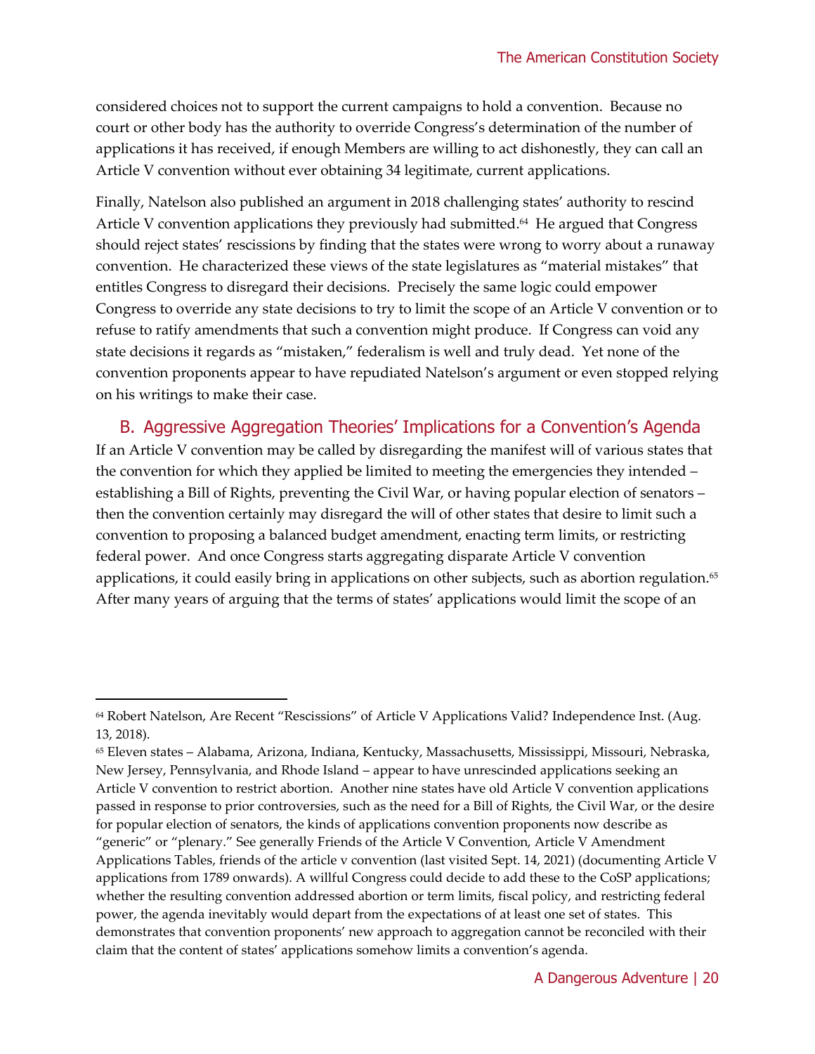considered choices not to support the current campaigns to hold a convention. Because no court or other body has the authority to override Congress's determination of the number of applications it has received, if enough Members are willing to act dishonestly, they can call an Article V convention without ever obtaining 34 legitimate, current applications.

Finally, Natelson also published an argument in 2018 challenging states' authority to rescind Article V convention applications they previously had submitted.[64] He argued that Congress should reject states' rescissions by finding that the states were wrong to worry about a runaway convention. He characterized these views of the state legislatures as "material mistakes" that entitles Congress to disregard their decisions. Precisely the same logic could empower Congress to override any state decisions to try to limit the scope of an Article V convention or to refuse to ratify amendments that such a convention might produce. If Congress can void any state decisions it regards as "mistaken," federalism is well and truly dead. Yet none of the convention proponents appear to have repudiated Natelson's argument or even stopped relying on his writings to make their case.

## B. Aggressive Aggregation Theories' Implications for a Convention's Agenda

If an Article V convention may be called by disregarding the manifest will of various states that the convention for which they applied be limited to meeting the emergencies they intended – establishing a Bill of Rights, preventing the Civil War, or having popular election of senators – then the convention certainly may disregard the will of other states that desire to limit such a convention to proposing a balanced budget amendment, enacting term limits, or restricting federal power. And once Congress starts aggregating disparate Article V convention applications, it could easily bring in applications on other subjects, such as abortion regulation.[65] After many years of arguing that the terms of states' applications would limit the scope of an

---

[64] Robert Natelson, Are Recent "Rescissions" of Article V Applications Valid? Independence Inst. (Aug. 13, 2018).

[65] Eleven states – Alabama, Arizona, Indiana, Kentucky, Massachusetts, Mississippi, Missouri, Nebraska, New Jersey, Pennsylvania, and Rhode Island – appear to have unrescinded applications seeking an Article V convention to restrict abortion. Another nine states have old Article V convention applications passed in response to prior controversies, such as the need for a Bill of Rights, the Civil War, or the desire for popular election of senators, the kinds of applications convention proponents now describe as "generic" or "plenary." See generally Friends of the Article V Convention, Article V Amendment Applications Tables, friends of the article v convention (last visited Sept. 14, 2021) (documenting Article V applications from 1789 onwards). A willful Congress could decide to add these to the CoSP applications; whether the resulting convention addressed abortion or term limits, fiscal policy, and restricting federal power, the agenda inevitably would depart from the expectations of at least one set of states. This demonstrates that convention proponents' new approach to aggregation cannot be reconciled with their claim that the content of states' applications somehow limits a convention's agenda.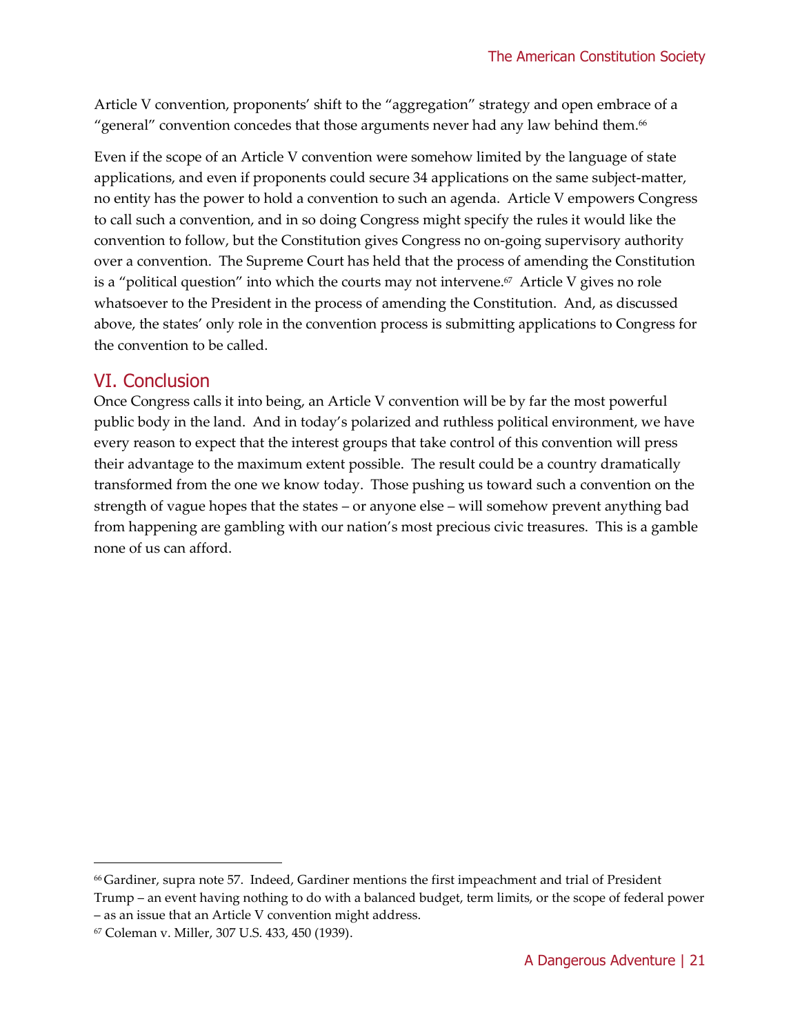Article V convention, proponents' shift to the "aggregation" strategy and open embrace of a "general" convention concedes that those arguments never had any law behind them.[66]

Even if the scope of an Article V convention were somehow limited by the language of state applications, and even if proponents could secure 34 applications on the same subject-matter, no entity has the power to hold a convention to such an agenda. Article V empowers Congress to call such a convention, and in so doing Congress might specify the rules it would like the convention to follow, but the Constitution gives Congress no on-going supervisory authority over a convention. The Supreme Court has held that the process of amending the Constitution is a "political question" into which the courts may not intervene.[67] Article V gives no role whatsoever to the President in the process of amending the Constitution. And, as discussed above, the states' only role in the convention process is submitting applications to Congress for the convention to be called.

## VI. Conclusion

Once Congress calls it into being, an Article V convention will be by far the most powerful public body in the land. And in today's polarized and ruthless political environment, we have every reason to expect that the interest groups that take control of this convention will press their advantage to the maximum extent possible. The result could be a country dramatically transformed from the one we know today. Those pushing us toward such a convention on the strength of vague hopes that the states – or anyone else – will somehow prevent anything bad from happening are gambling with our nation's most precious civic treasures. This is a gamble none of us can afford.

---

[66] Gardiner, supra note 57. Indeed, Gardiner mentions the first impeachment and trial of President Trump – an event having nothing to do with a balanced budget, term limits, or the scope of federal power – as an issue that an Article V convention might address.

[67] Coleman v. Miller, 307 U.S. 433, 450 (1939).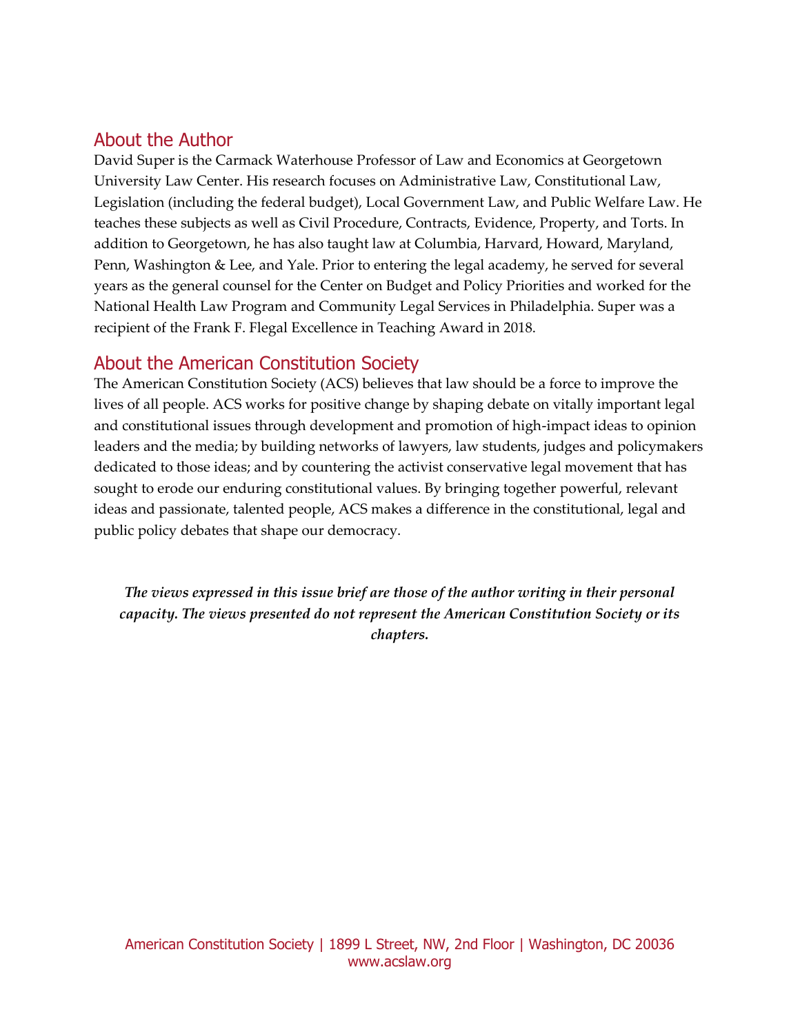## About the Author

David Super is the Carmack Waterhouse Professor of Law and Economics at Georgetown University Law Center. His research focuses on Administrative Law, Constitutional Law, Legislation (including the federal budget), Local Government Law, and Public Welfare Law. He teaches these subjects as well as Civil Procedure, Contracts, Evidence, Property, and Torts. In addition to Georgetown, he has also taught law at Columbia, Harvard, Howard, Maryland, Penn, Washington & Lee, and Yale. Prior to entering the legal academy, he served for several years as the general counsel for the Center on Budget and Policy Priorities and worked for the National Health Law Program and Community Legal Services in Philadelphia. Super was a recipient of the Frank F. Flegal Excellence in Teaching Award in 2018.

## About the American Constitution Society

The American Constitution Society (ACS) believes that law should be a force to improve the lives of all people. ACS works for positive change by shaping debate on vitally important legal and constitutional issues through development and promotion of high-impact ideas to opinion leaders and the media; by building networks of lawyers, law students, judges and policymakers dedicated to those ideas; and by countering the activist conservative legal movement that has sought to erode our enduring constitutional values. By bringing together powerful, relevant ideas and passionate, talented people, ACS makes a difference in the constitutional, legal and public policy debates that shape our democracy.

***The views expressed in this issue brief are those of the author writing in their personal capacity. The views presented do not represent the American Constitution Society or its chapters.***

American Constitution Society | 1899 L Street, NW, 2nd Floor | Washington, DC 20036
www.acslaw.org